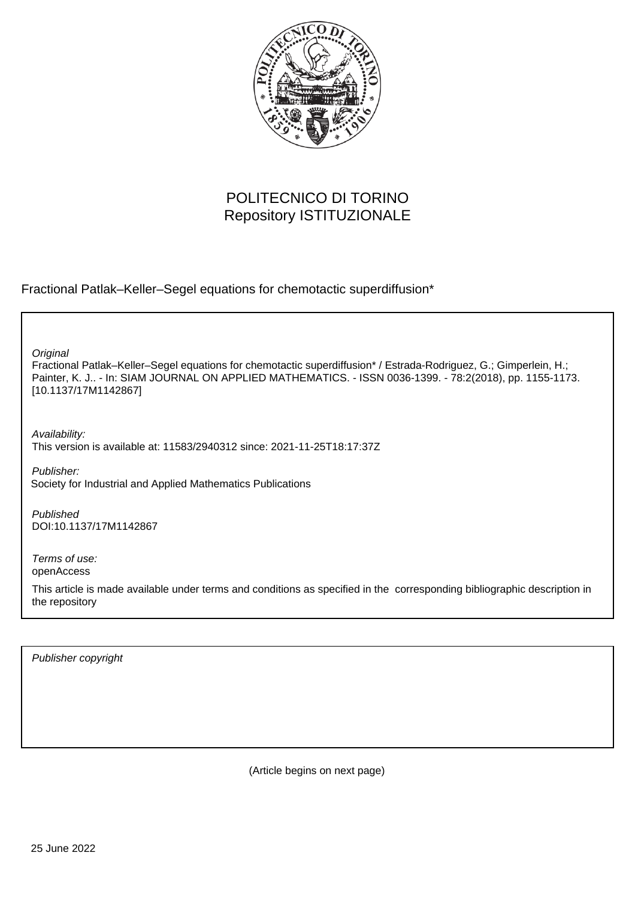POLITECNICO DI TORINO
Repository ISTITUZIONALE

Fractional Patlak–Keller–Segel equations for chemotactic superdiffusion*

*Original*
Fractional Patlak–Keller–Segel equations for chemotactic superdiffusion* / Estrada-Rodriguez, G.; Gimperlein, H.; Painter, K. J.. - In: SIAM JOURNAL ON APPLIED MATHEMATICS. - ISSN 0036-1399. - 78:2(2018), pp. 1155-1173. [10.1137/17M1142867]

*Availability:*
This version is available at: 11583/2940312 since: 2021-11-25T18:17:37Z

*Publisher:*
Society for Industrial and Applied Mathematics Publications

*Published*
DOI:10.1137/17M1142867

*Terms of use:*
openAccess

This article is made available under terms and conditions as specified in the corresponding bibliographic description in the repository

*Publisher copyright*

(Article begins on next page)

25 June 2022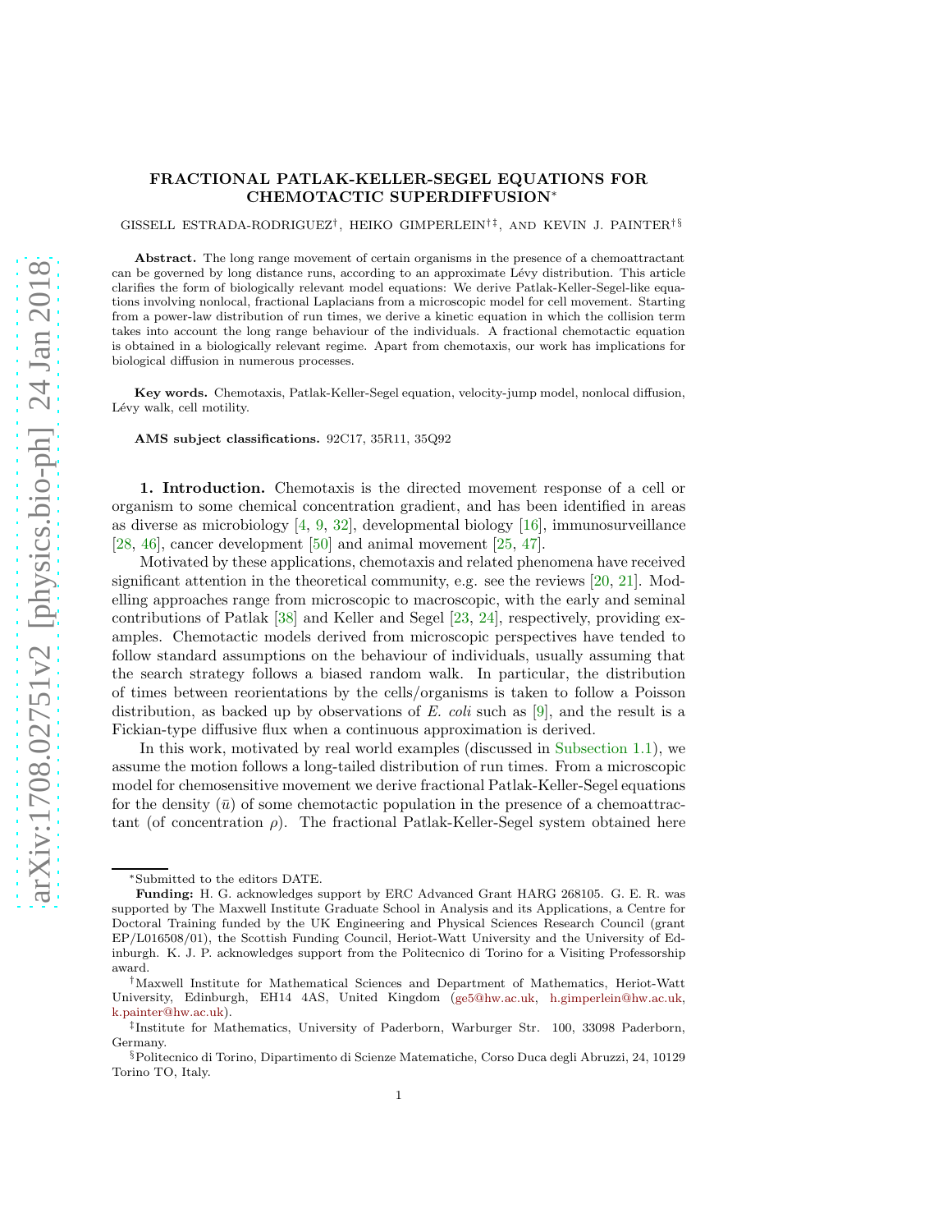# FRACTIONAL PATLAK-KELLER-SEGEL EQUATIONS FOR CHEMOTACTIC SUPERDIFFUSION*

GISSELL ESTRADA-RODRIGUEZ[†], HEIKO GIMPERLEIN[†‡], AND KEVIN J. PAINTER[†§]

**Abstract.** The long range movement of certain organisms in the presence of a chemoattractant can be governed by long distance runs, according to an approximate Lévy distribution. This article clarifies the form of biologically relevant model equations: We derive Patlak-Keller-Segel-like equations involving nonlocal, fractional Laplacians from a microscopic model for cell movement. Starting from a power-law distribution of run times, we derive a kinetic equation in which the collision term takes into account the long range behaviour of the individuals. A fractional chemotactic equation is obtained in a biologically relevant regime. Apart from chemotaxis, our work has implications for biological diffusion in numerous processes.

**Key words.** Chemotaxis, Patlak-Keller-Segel equation, velocity-jump model, nonlocal diffusion, Lévy walk, cell motility.

**AMS subject classifications.** 92C17, 35R11, 35Q92

**1. Introduction.** Chemotaxis is the directed movement response of a cell or organism to some chemical concentration gradient, and has been identified in areas as diverse as microbiology [4, 9, 32], developmental biology [16], immunosurveillance [28, 46], cancer development [50] and animal movement [25, 47].

Motivated by these applications, chemotaxis and related phenomena have received significant attention in the theoretical community, e.g. see the reviews [20, 21]. Modelling approaches range from microscopic to macroscopic, with the early and seminal contributions of Patlak [38] and Keller and Segel [23, 24], respectively, providing examples. Chemotactic models derived from microscopic perspectives have tended to follow standard assumptions on the behaviour of individuals, usually assuming that the search strategy follows a biased random walk. In particular, the distribution of times between reorientations by the cells/organisms is taken to follow a Poisson distribution, as backed up by observations of *E. coli* such as [9], and the result is a Fickian-type diffusive flux when a continuous approximation is derived.

In this work, motivated by real world examples (discussed in Subsection 1.1), we assume the motion follows a long-tailed distribution of run times. From a microscopic model for chemosensitive movement we derive fractional Patlak-Keller-Segel equations for the density ($\bar{u}$) of some chemotactic population in the presence of a chemoattractant (of concentration $\rho$). The fractional Patlak-Keller-Segel system obtained here

---

*Submitted to the editors DATE.

**Funding:** H. G. acknowledges support by ERC Advanced Grant HARG 268105. G. E. R. was supported by The Maxwell Institute Graduate School in Analysis and its Applications, a Centre for Doctoral Training funded by the UK Engineering and Physical Sciences Research Council (grant EP/L016508/01), the Scottish Funding Council, Heriot-Watt University and the University of Edinburgh. K. J. P. acknowledges support from the Politecnico di Torino for a Visiting Professorship award.

[†]Maxwell Institute for Mathematical Sciences and Department of Mathematics, Heriot-Watt University, Edinburgh, EH14 4AS, United Kingdom (ge5@hw.ac.uk, h.gimperlein@hw.ac.uk, k.painter@hw.ac.uk).

[‡]Institute for Mathematics, University of Paderborn, Warburger Str. 100, 33098 Paderborn, Germany.

[§]Politecnico di Torino, Dipartimento di Scienze Matematiche, Corso Duca degli Abruzzi, 24, 10129 Torino TO, Italy.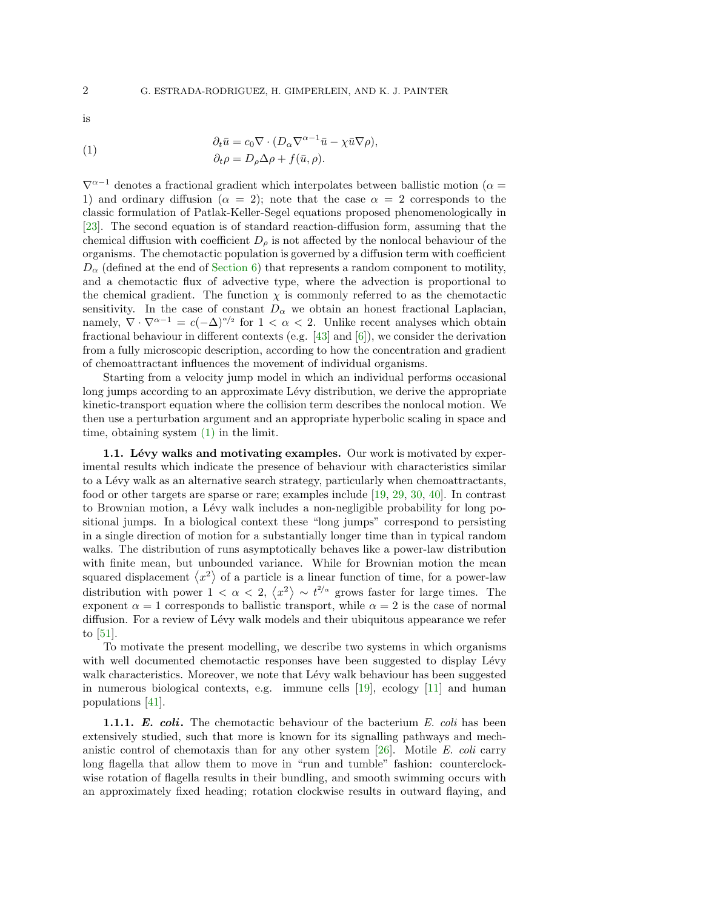is

$$
\begin{aligned}
&\partial_t \bar{u} = c_0 \nabla \cdot (D_\alpha \nabla^{\alpha-1} \bar{u} - \chi \bar{u} \nabla \rho), \\
&\partial_t \rho = D_\rho \Delta \rho + f(\bar{u}, \rho).
\end{aligned} \tag{1}
$$

$\nabla^{\alpha-1}$ denotes a fractional gradient which interpolates between ballistic motion ($\alpha = 1$) and ordinary diffusion ($\alpha = 2$); note that the case $\alpha = 2$ corresponds to the classic formulation of Patlak-Keller-Segel equations proposed phenomenologically in [23]. The second equation is of standard reaction-diffusion form, assuming that the chemical diffusion with coefficient $D_\rho$ is not affected by the nonlocal behaviour of the organisms. The chemotactic population is governed by a diffusion term with coefficient $D_\alpha$ (defined at the end of Section 6) that represents a random component to motility, and a chemotactic flux of advective type, where the advection is proportional to the chemical gradient. The function $\chi$ is commonly referred to as the chemotactic sensitivity. In the case of constant $D_\alpha$ we obtain an honest fractional Laplacian, namely, $\nabla \cdot \nabla^{\alpha-1} = c(-\Delta)^{\alpha/2}$ for $1 < \alpha < 2$. Unlike recent analyses which obtain fractional behaviour in different contexts (e.g. [43] and [6]), we consider the derivation from a fully microscopic description, according to how the concentration and gradient of chemoattractant influences the movement of individual organisms.

Starting from a velocity jump model in which an individual performs occasional long jumps according to an approximate Lévy distribution, we derive the appropriate kinetic-transport equation where the collision term describes the nonlocal motion. We then use a perturbation argument and an appropriate hyperbolic scaling in space and time, obtaining system (1) in the limit.

### 1.1. Lévy walks and motivating examples.

Our work is motivated by experimental results which indicate the presence of behaviour with characteristics similar to a Lévy walk as an alternative search strategy, particularly when chemoattractants, food or other targets are sparse or rare; examples include [19, 29, 30, 40]. In contrast to Brownian motion, a Lévy walk includes a non-negligible probability for long positional jumps. In a biological context these "long jumps" correspond to persisting in a single direction of motion for a substantially longer time than in typical random walks. The distribution of runs asymptotically behaves like a power-law distribution with finite mean, but unbounded variance. While for Brownian motion the mean squared displacement $\langle x^2 \rangle$ of a particle is a linear function of time, for a power-law distribution with power $1 < \alpha < 2$, $\langle x^2 \rangle \sim t^{2/\alpha}$ grows faster for large times. The exponent $\alpha = 1$ corresponds to ballistic transport, while $\alpha = 2$ is the case of normal diffusion. For a review of Lévy walk models and their ubiquitous appearance we refer to [51].

To motivate the present modelling, we describe two systems in which organisms with well documented chemotactic responses have been suggested to display Lévy walk characteristics. Moreover, we note that Lévy walk behaviour has been suggested in numerous biological contexts, e.g. immune cells [19], ecology [11] and human populations [41].

#### 1.1.1. *E. coli*.

The chemotactic behaviour of the bacterium *E. coli* has been extensively studied, such that more is known for its signalling pathways and mechanistic control of chemotaxis than for any other system [26]. Motile *E. coli* carry long flagella that allow them to move in "run and tumble" fashion: counterclockwise rotation of flagella results in their bundling, and smooth swimming occurs with an approximately fixed heading; rotation clockwise results in outward flaying, and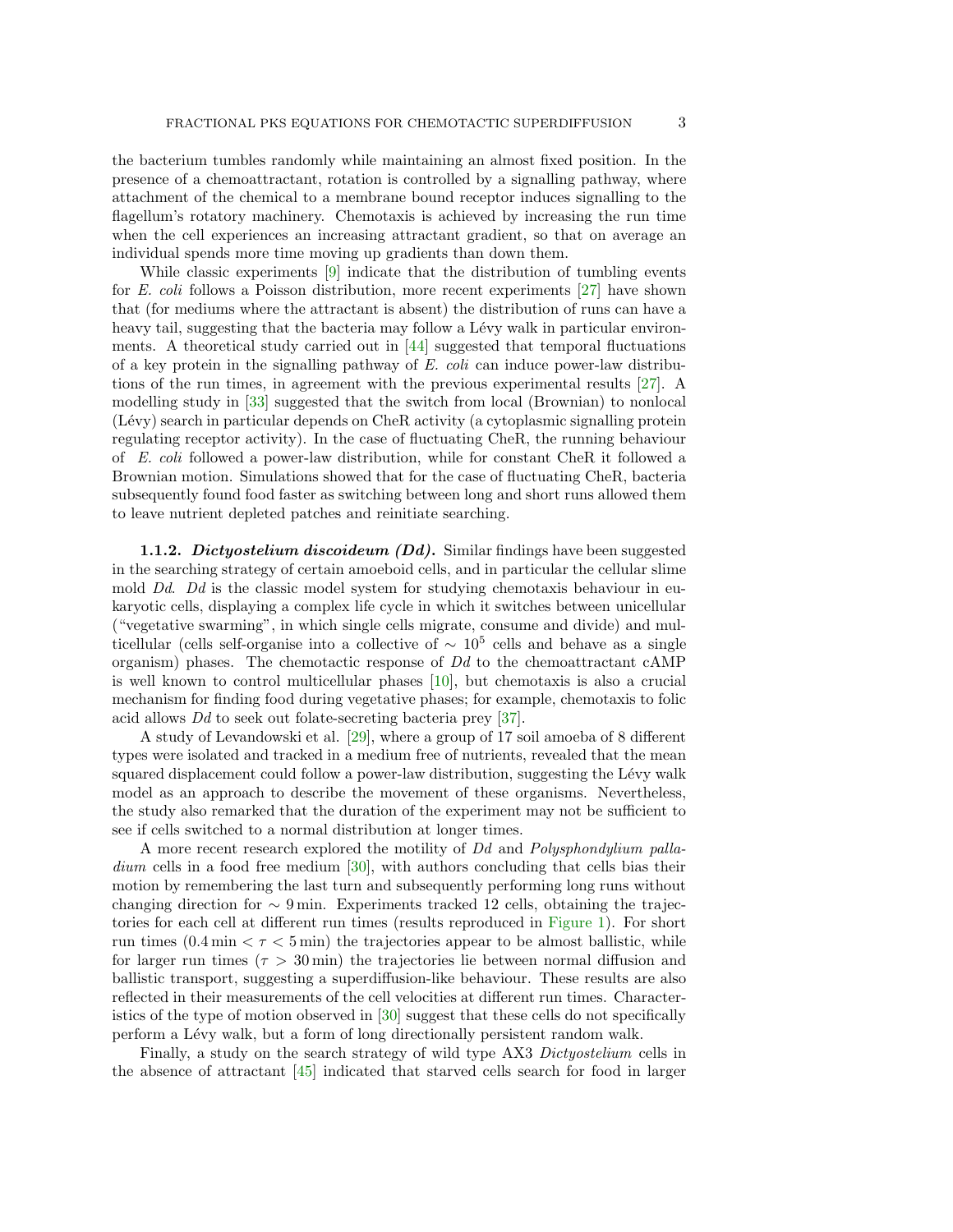the bacterium tumbles randomly while maintaining an almost fixed position. In the presence of a chemoattractant, rotation is controlled by a signalling pathway, where attachment of the chemical to a membrane bound receptor induces signalling to the flagellum's rotatory machinery. Chemotaxis is achieved by increasing the run time when the cell experiences an increasing attractant gradient, so that on average an individual spends more time moving up gradients than down them.

While classic experiments [9] indicate that the distribution of tumbling events for *E. coli* follows a Poisson distribution, more recent experiments [27] have shown that (for mediums where the attractant is absent) the distribution of runs can have a heavy tail, suggesting that the bacteria may follow a Lévy walk in particular environments. A theoretical study carried out in [44] suggested that temporal fluctuations of a key protein in the signalling pathway of *E. coli* can induce power-law distributions of the run times, in agreement with the previous experimental results [27]. A modelling study in [33] suggested that the switch from local (Brownian) to nonlocal (Lévy) search in particular depends on CheR activity (a cytoplasmic signalling protein regulating receptor activity). In the case of fluctuating CheR, the running behaviour of *E. coli* followed a power-law distribution, while for constant CheR it followed a Brownian motion. Simulations showed that for the case of fluctuating CheR, bacteria subsequently found food faster as switching between long and short runs allowed them to leave nutrient depleted patches and reinitiate searching.

**1.1.2. *Dictyostelium discoideum (Dd).*** Similar findings have been suggested in the searching strategy of certain amoeboid cells, and in particular the cellular slime mold *Dd*. *Dd* is the classic model system for studying chemotaxis behaviour in eukaryotic cells, displaying a complex life cycle in which it switches between unicellular ("vegetative swarming", in which single cells migrate, consume and divide) and multicellular (cells self-organise into a collective of $\sim 10^5$ cells and behave as a single organism) phases. The chemotactic response of *Dd* to the chemoattractant cAMP is well known to control multicellular phases [10], but chemotaxis is also a crucial mechanism for finding food during vegetative phases; for example, chemotaxis to folic acid allows *Dd* to seek out folate-secreting bacteria prey [37].

A study of Levandowski et al. [29], where a group of 17 soil amoeba of 8 different types were isolated and tracked in a medium free of nutrients, revealed that the mean squared displacement could follow a power-law distribution, suggesting the Lévy walk model as an approach to describe the movement of these organisms. Nevertheless, the study also remarked that the duration of the experiment may not be sufficient to see if cells switched to a normal distribution at longer times.

A more recent research explored the motility of *Dd* and *Polysphondylium palladium* cells in a food free medium [30], with authors concluding that cells bias their motion by remembering the last turn and subsequently performing long runs without changing direction for $\sim 9\,\text{min}$. Experiments tracked 12 cells, obtaining the trajectories for each cell at different run times (results reproduced in Figure 1). For short run times ($0.4\,\text{min} < \tau < 5\,\text{min}$) the trajectories appear to be almost ballistic, while for larger run times ($\tau > 30\,\text{min}$) the trajectories lie between normal diffusion and ballistic transport, suggesting a superdiffusion-like behaviour. These results are also reflected in their measurements of the cell velocities at different run times. Characteristics of the type of motion observed in [30] suggest that these cells do not specifically perform a Lévy walk, but a form of long directionally persistent random walk.

Finally, a study on the search strategy of wild type AX3 *Dictyostelium* cells in the absence of attractant [45] indicated that starved cells search for food in larger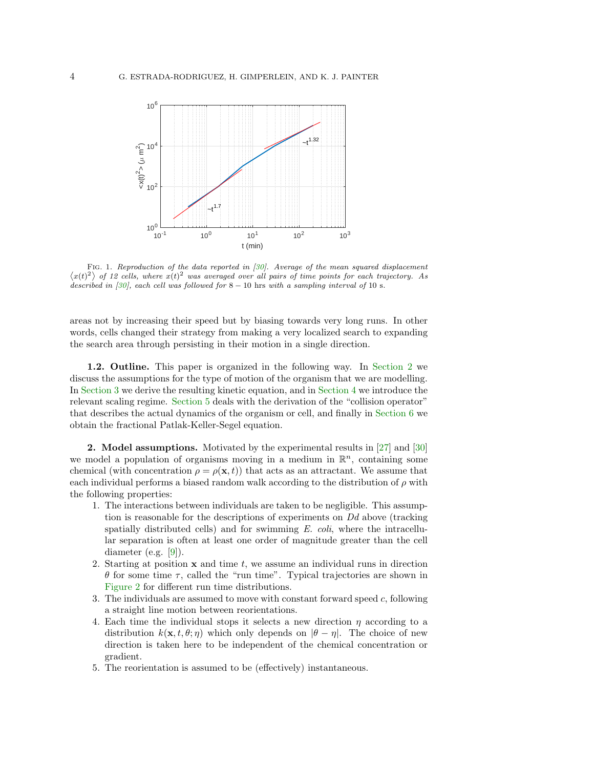Fig. 1. *Reproduction of the data reported in [30]. Average of the mean squared displacement $\langle x(t)^2 \rangle$ of 12 cells, where $x(t)^2$ was averaged over all pairs of time points for each trajectory. As described in [30], each cell was followed for* $8-10$ hrs *with a sampling interval of* 10 s.

areas not by increasing their speed but by biasing towards very long runs. In other words, cells changed their strategy from making a very localized search to expanding the search area through persisting in their motion in a single direction.

**1.2. Outline.** This paper is organized in the following way. In Section 2 we discuss the assumptions for the type of motion of the organism that we are modelling. In Section 3 we derive the resulting kinetic equation, and in Section 4 we introduce the relevant scaling regime. Section 5 deals with the derivation of the "collision operator" that describes the actual dynamics of the organism or cell, and finally in Section 6 we obtain the fractional Patlak-Keller-Segel equation.

## 2. Model assumptions.

Motivated by the experimental results in [27] and [30] we model a population of organisms moving in a medium in $\mathbb{R}^n$, containing some chemical (with concentration $\rho = \rho(\mathbf{x}, t)$) that acts as an attractant. We assume that each individual performs a biased random walk according to the distribution of $\rho$ with the following properties:

1. The interactions between individuals are taken to be negligible. This assumption is reasonable for the descriptions of experiments on *Dd* above (tracking spatially distributed cells) and for swimming *E. coli*, where the intracellular separation is often at least one order of magnitude greater than the cell diameter (e.g. [9]).
2. Starting at position $\mathbf{x}$ and time $t$, we assume an individual runs in direction $\theta$ for some time $\tau$, called the "run time". Typical trajectories are shown in Figure 2 for different run time distributions.
3. The individuals are assumed to move with constant forward speed $c$, following a straight line motion between reorientations.
4. Each time the individual stops it selects a new direction $\eta$ according to a distribution $k(\mathbf{x}, t, \theta; \eta)$ which only depends on $|\theta - \eta|$. The choice of new direction is taken here to be independent of the chemical concentration or gradient.
5. The reorientation is assumed to be (effectively) instantaneous.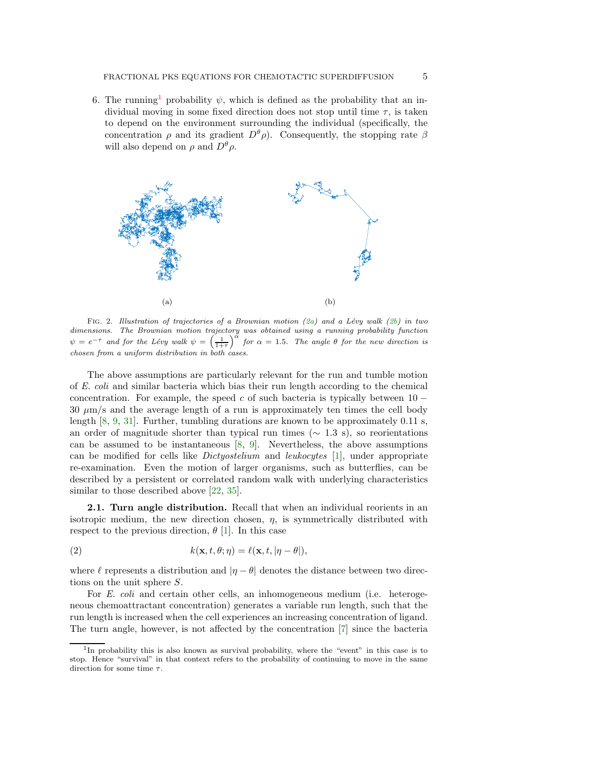6. The running[1] probability $\psi$, which is defined as the probability that an individual moving in some fixed direction does not stop until time $\tau$, is taken to depend on the environment surrounding the individual (specifically, the concentration $\rho$ and its gradient $D^\theta \rho$). Consequently, the stopping rate $\beta$ will also depend on $\rho$ and $D^\theta \rho$.

(a) (b)

Fig. 2. *Illustration of trajectories of a Brownian motion (2a) and a Lévy walk (2b) in two dimensions. The Brownian motion trajectory was obtained using a running probability function $\psi = e^{-\tau}$ and for the Lévy walk $\psi = \left(\frac{1}{1+\tau}\right)^\alpha$ for $\alpha = 1.5$. The angle $\theta$ for the new direction is chosen from a uniform distribution in both cases.*

The above assumptions are particularly relevant for the run and tumble motion of *E. coli* and similar bacteria which bias their run length according to the chemical concentration. For example, the speed $c$ of such bacteria is typically between $10-30$ $\mu$m/s and the average length of a run is approximately ten times the cell body length [8, 9, 31]. Further, tumbling durations are known to be approximately 0.11 s, an order of magnitude shorter than typical run times ($\sim$ 1.3 s), so reorientations can be assumed to be instantaneous [8, 9]. Nevertheless, the above assumptions can be modified for cells like *Dictyostelium* and *leukocytes* [1], under appropriate re-examination. Even the motion of larger organisms, such as butterflies, can be described by a persistent or correlated random walk with underlying characteristics similar to those described above [22, 35].

**2.1. Turn angle distribution.** Recall that when an individual reorients in an isotropic medium, the new direction chosen, $\eta$, is symmetrically distributed with respect to the previous direction, $\theta$ [1]. In this case

$$k(\mathbf{x}, t, \theta; \eta) = \ell(\mathbf{x}, t, |\eta - \theta|), \tag{2}$$

where $\ell$ represents a distribution and $|\eta - \theta|$ denotes the distance between two directions on the unit sphere $S$.

For *E. coli* and certain other cells, an inhomogeneous medium (i.e. heterogeneous chemoattractant concentration) generates a variable run length, such that the run length is increased when the cell experiences an increasing concentration of ligand. The turn angle, however, is not affected by the concentration [7] since the bacteria

[1] In probability this is also known as survival probability, where the "event" in this case is to stop. Hence "survival" in that context refers to the probability of continuing to move in the same direction for some time $\tau$.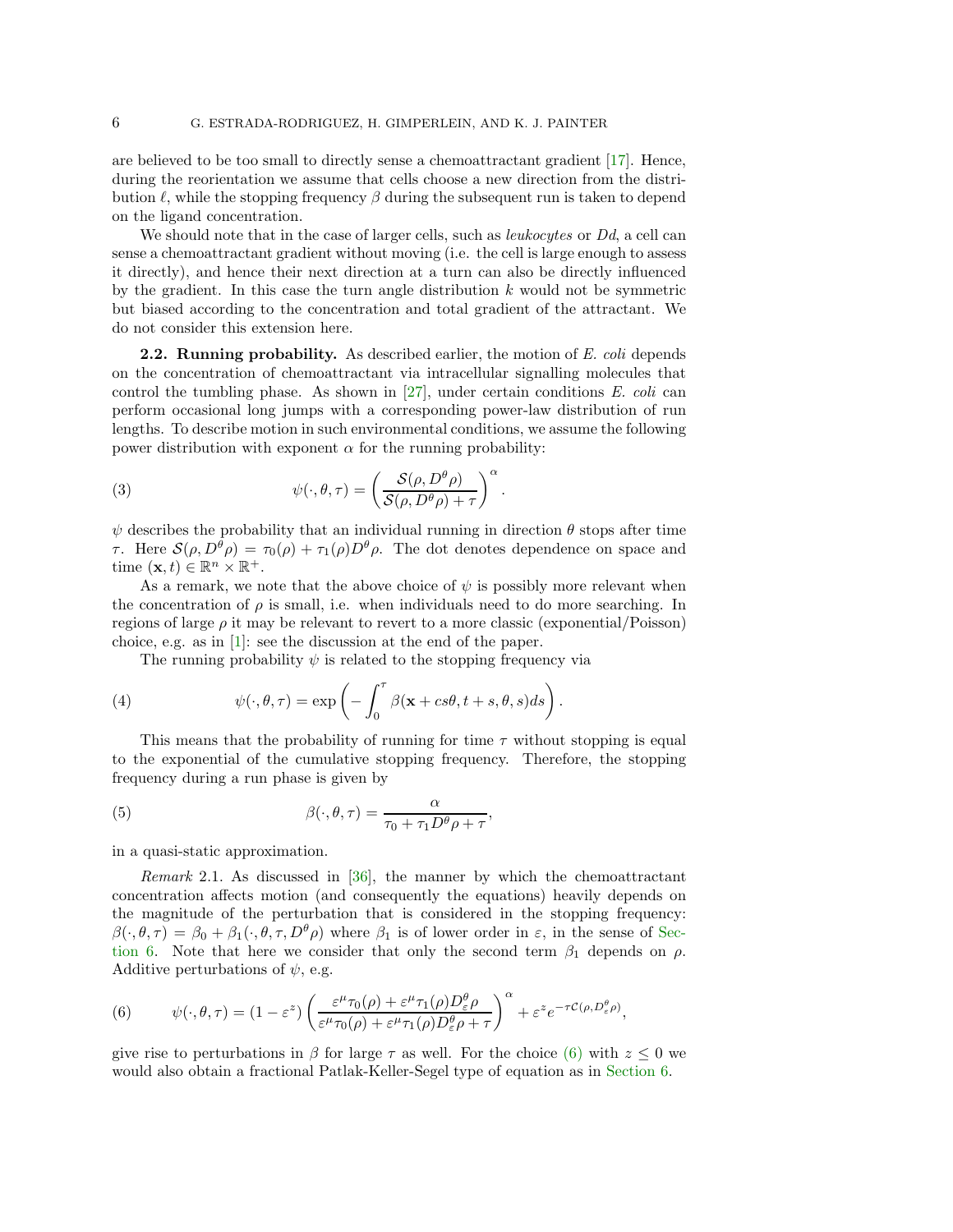are believed to be too small to directly sense a chemoattractant gradient [17]. Hence, during the reorientation we assume that cells choose a new direction from the distribution $\ell$, while the stopping frequency $\beta$ during the subsequent run is taken to depend on the ligand concentration.

We should note that in the case of larger cells, such as *leukocytes* or *Dd*, a cell can sense a chemoattractant gradient without moving (i.e. the cell is large enough to assess it directly), and hence their next direction at a turn can also be directly influenced by the gradient. In this case the turn angle distribution $k$ would not be symmetric but biased according to the concentration and total gradient of the attractant. We do not consider this extension here.

**2.2. Running probability.** As described earlier, the motion of *E. coli* depends on the concentration of chemoattractant via intracellular signalling molecules that control the tumbling phase. As shown in [27], under certain conditions *E. coli* can perform occasional long jumps with a corresponding power-law distribution of run lengths. To describe motion in such environmental conditions, we assume the following power distribution with exponent $\alpha$ for the running probability:

$$\psi(\cdot, \theta, \tau) = \left( \frac{\mathcal{S}(\rho, D^\theta \rho)}{\mathcal{S}(\rho, D^\theta \rho) + \tau} \right)^\alpha . \tag{3}$$

$\psi$ describes the probability that an individual running in direction $\theta$ stops after time $\tau$. Here $\mathcal{S}(\rho, D^\theta \rho) = \tau_0(\rho) + \tau_1(\rho) D^\theta \rho$. The dot denotes dependence on space and time $(\mathbf{x}, t) \in \mathbb{R}^n \times \mathbb{R}^+$.

As a remark, we note that the above choice of $\psi$ is possibly more relevant when the concentration of $\rho$ is small, i.e. when individuals need to do more searching. In regions of large $\rho$ it may be relevant to revert to a more classic (exponential/Poisson) choice, e.g. as in [1]: see the discussion at the end of the paper.

The running probability $\psi$ is related to the stopping frequency via

$$\psi(\cdot, \theta, \tau) = \exp\left( - \int_0^\tau \beta(\mathbf{x} + cs\theta, t + s, \theta, s) ds \right). \tag{4}$$

This means that the probability of running for time $\tau$ without stopping is equal to the exponential of the cumulative stopping frequency. Therefore, the stopping frequency during a run phase is given by

$$\beta(\cdot, \theta, \tau) = \frac{\alpha}{\tau_0 + \tau_1 D^\theta \rho + \tau}, \tag{5}$$

in a quasi-static approximation.

*Remark* 2.1. As discussed in [36], the manner by which the chemoattractant concentration affects motion (and consequently the equations) heavily depends on the magnitude of the perturbation that is considered in the stopping frequency: $\beta(\cdot, \theta, \tau) = \beta_0 + \beta_1(\cdot, \theta, \tau, D^\theta \rho)$ where $\beta_1$ is of lower order in $\varepsilon$, in the sense of Section 6. Note that here we consider that only the second term $\beta_1$ depends on $\rho$. Additive perturbations of $\psi$, e.g.

$$\psi(\cdot, \theta, \tau) = (1 - \varepsilon^z) \left( \frac{\varepsilon^\mu \tau_0(\rho) + \varepsilon^\mu \tau_1(\rho) D^\theta_\varepsilon \rho}{\varepsilon^\mu \tau_0(\rho) + \varepsilon^\mu \tau_1(\rho) D^\theta_\varepsilon \rho + \tau} \right)^\alpha + \varepsilon^z e^{-\tau \mathcal{C}(\rho, D^\theta_\varepsilon \rho)}, \tag{6}$$

give rise to perturbations in $\beta$ for large $\tau$ as well. For the choice (6) with $z \leq 0$ we would also obtain a fractional Patlak-Keller-Segel type of equation as in Section 6.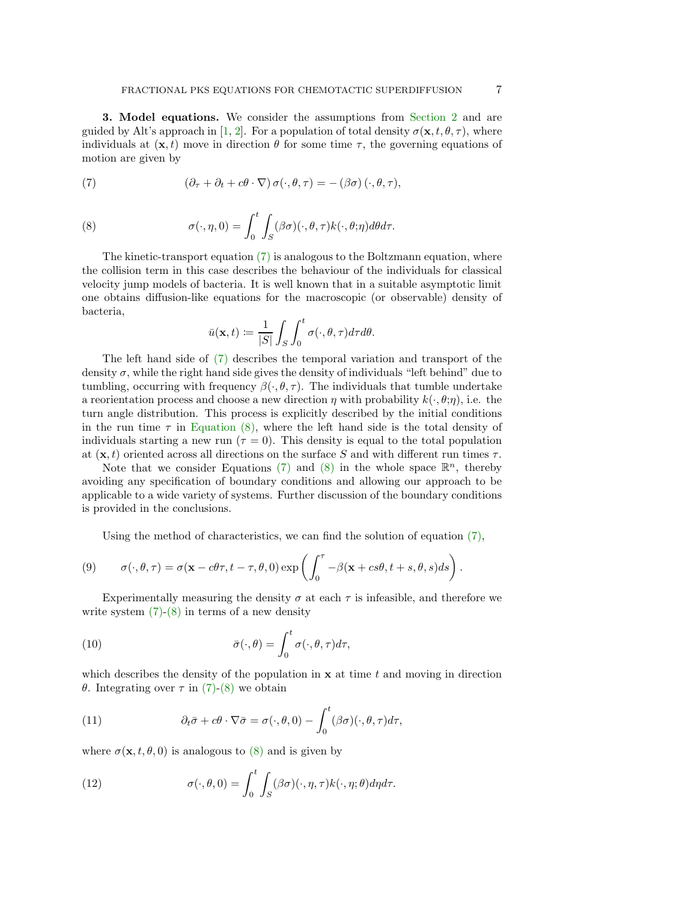**3. Model equations.** We consider the assumptions from Section 2 and are guided by Alt's approach in [1, 2]. For a population of total density $\sigma(\mathbf{x}, t, \theta, \tau)$, where individuals at $(\mathbf{x}, t)$ move in direction $\theta$ for some time $\tau$, the governing equations of motion are given by

$$(\partial_\tau + \partial_t + c\theta \cdot \nabla)\, \sigma(\cdot, \theta, \tau) = -\,(\beta\sigma)\,(\cdot, \theta, \tau), \tag{7}$$

$$\sigma(\cdot, \eta, 0) = \int_0^t \int_S (\beta\sigma)(\cdot, \theta, \tau) k(\cdot, \theta; \eta) d\theta d\tau. \tag{8}$$

The kinetic-transport equation (7) is analogous to the Boltzmann equation, where the collision term in this case describes the behaviour of the individuals for classical velocity jump models of bacteria. It is well known that in a suitable asymptotic limit one obtains diffusion-like equations for the macroscopic (or observable) density of bacteria,

$$\bar{u}(\mathbf{x}, t) \coloneqq \frac{1}{|S|} \int_S \int_0^t \sigma(\cdot, \theta, \tau) d\tau d\theta.$$

The left hand side of (7) describes the temporal variation and transport of the density $\sigma$, while the right hand side gives the density of individuals "left behind" due to tumbling, occurring with frequency $\beta(\cdot, \theta, \tau)$. The individuals that tumble undertake a reorientation process and choose a new direction $\eta$ with probability $k(\cdot, \theta; \eta)$, i.e. the turn angle distribution. This process is explicitly described by the initial conditions in the run time $\tau$ in Equation (8), where the left hand side is the total density of individuals starting a new run ($\tau = 0$). This density is equal to the total population at $(\mathbf{x}, t)$ oriented across all directions on the surface $S$ and with different run times $\tau$.

Note that we consider Equations (7) and (8) in the whole space $\mathbb{R}^n$, thereby avoiding any specification of boundary conditions and allowing our approach to be applicable to a wide variety of systems. Further discussion of the boundary conditions is provided in the conclusions.

Using the method of characteristics, we can find the solution of equation (7),

$$\sigma(\cdot, \theta, \tau) = \sigma(\mathbf{x} - c\theta\tau, t - \tau, \theta, 0) \exp\left( \int_0^\tau -\beta(\mathbf{x} + cs\theta, t + s, \theta, s) ds \right). \tag{9}$$

Experimentally measuring the density $\sigma$ at each $\tau$ is infeasible, and therefore we write system (7)-(8) in terms of a new density

$$\bar{\sigma}(\cdot, \theta) = \int_0^t \sigma(\cdot, \theta, \tau) d\tau, \tag{10}$$

which describes the density of the population in $\mathbf{x}$ at time $t$ and moving in direction $\theta$. Integrating over $\tau$ in (7)-(8) we obtain

$$\partial_t \bar{\sigma} + c\theta \cdot \nabla \bar{\sigma} = \sigma(\cdot, \theta, 0) - \int_0^t (\beta\sigma)(\cdot, \theta, \tau) d\tau, \tag{11}$$

where $\sigma(\mathbf{x}, t, \theta, 0)$ is analogous to (8) and is given by

$$\sigma(\cdot, \theta, 0) = \int_0^t \int_S (\beta\sigma)(\cdot, \eta, \tau) k(\cdot, \eta; \theta) d\eta d\tau. \tag{12}$$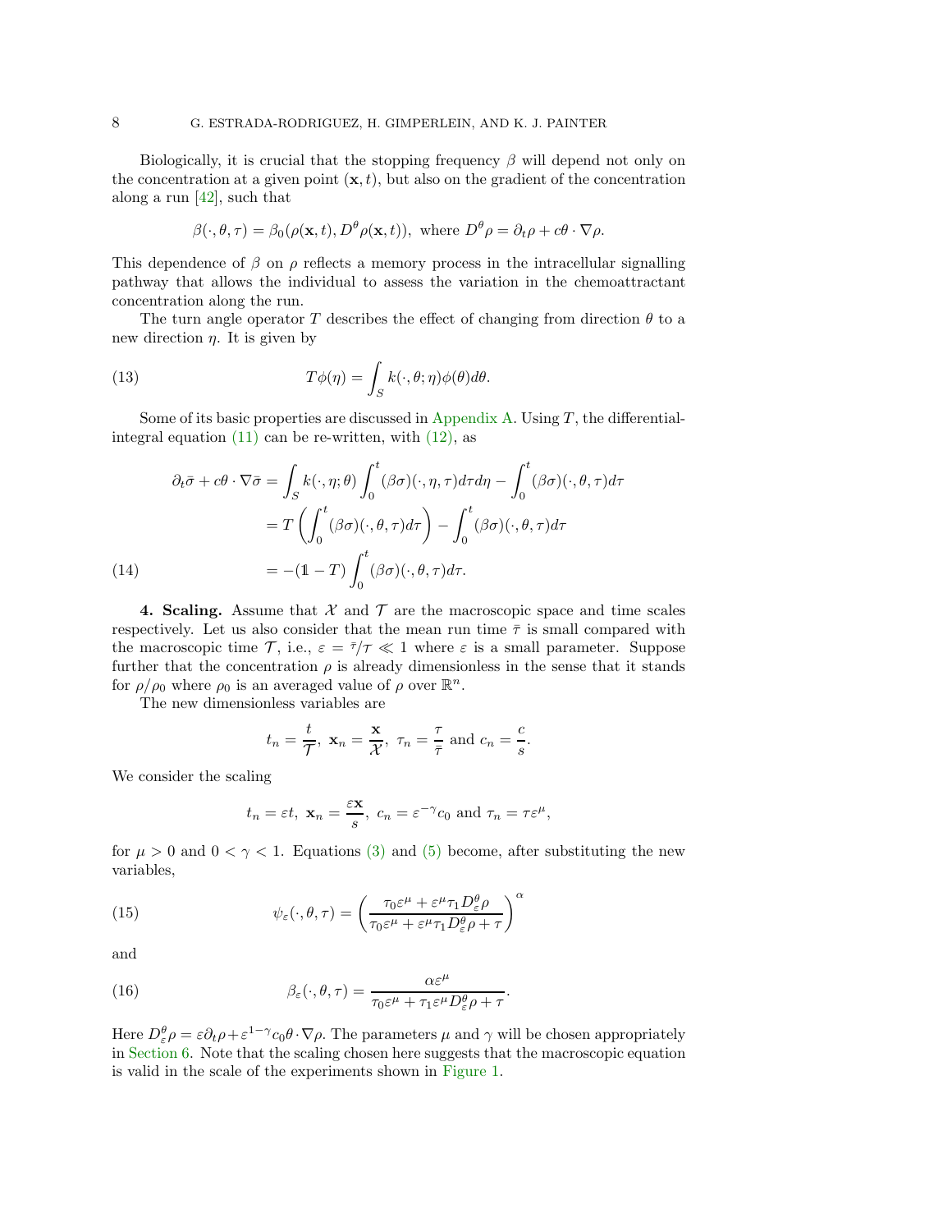Biologically, it is crucial that the stopping frequency $\beta$ will depend not only on the concentration at a given point $(\mathbf{x}, t)$, but also on the gradient of the concentration along a run [42], such that

$$\beta(\cdot, \theta, \tau) = \beta_0(\rho(\mathbf{x}, t), D^\theta \rho(\mathbf{x}, t)), \text{ where } D^\theta \rho = \partial_t \rho + c\theta \cdot \nabla \rho.$$

This dependence of $\beta$ on $\rho$ reflects a memory process in the intracellular signalling pathway that allows the individual to assess the variation in the chemoattractant concentration along the run.

The turn angle operator $T$ describes the effect of changing from direction $\theta$ to a new direction $\eta$. It is given by

$$T\phi(\eta) = \int_S k(\cdot, \theta; \eta)\phi(\theta) d\theta. \tag{13}$$

Some of its basic properties are discussed in Appendix A. Using $T$, the differential-integral equation (11) can be re-written, with (12), as

$$\begin{aligned}
\partial_t \bar{\sigma} + c\theta \cdot \nabla \bar{\sigma} &= \int_S k(\cdot, \eta; \theta) \int_0^t (\beta\sigma)(\cdot, \eta, \tau) d\tau d\eta - \int_0^t (\beta\sigma)(\cdot, \theta, \tau) d\tau \\
&= T\left(\int_0^t (\beta\sigma)(\cdot, \theta, \tau) d\tau\right) - \int_0^t (\beta\sigma)(\cdot, \theta, \tau) d\tau \\
&= -(\mathbb{1} - T) \int_0^t (\beta\sigma)(\cdot, \theta, \tau) d\tau.
\end{aligned} \tag{14}$$

**4. Scaling.** Assume that $\mathcal{X}$ and $\mathcal{T}$ are the macroscopic space and time scales respectively. Let us also consider that the mean run time $\bar{\tau}$ is small compared with the macroscopic time $\mathcal{T}$, i.e., $\varepsilon = \bar{\tau}/\mathcal{T} \ll 1$ where $\varepsilon$ is a small parameter. Suppose further that the concentration $\rho$ is already dimensionless in the sense that it stands for $\rho/\rho_0$ where $\rho_0$ is an averaged value of $\rho$ over $\mathbb{R}^n$.

The new dimensionless variables are

$$t_n = \frac{t}{\mathcal{T}}, \ \mathbf{x}_n = \frac{\mathbf{x}}{\mathcal{X}}, \ \tau_n = \frac{\tau}{\bar{\tau}} \text{ and } c_n = \frac{c}{s}.$$

We consider the scaling

$$t_n = \varepsilon t, \ \mathbf{x}_n = \frac{\varepsilon \mathbf{x}}{s}, \ c_n = \varepsilon^{-\gamma} c_0 \text{ and } \tau_n = \tau \varepsilon^\mu,$$

for $\mu > 0$ and $0 < \gamma < 1$. Equations (3) and (5) become, after substituting the new variables,

$$\psi_\varepsilon(\cdot, \theta, \tau) = \left(\frac{\tau_0 \varepsilon^\mu + \varepsilon^\mu \tau_1 D_\varepsilon^\theta \rho}{\tau_0 \varepsilon^\mu + \varepsilon^\mu \tau_1 D_\varepsilon^\theta \rho + \tau}\right)^\alpha \tag{15}$$

and

$$\beta_\varepsilon(\cdot, \theta, \tau) = \frac{\alpha \varepsilon^\mu}{\tau_0 \varepsilon^\mu + \tau_1 \varepsilon^\mu D_\varepsilon^\theta \rho + \tau}. \tag{16}$$

Here $D_\varepsilon^\theta \rho = \varepsilon \partial_t \rho + \varepsilon^{1-\gamma} c_0 \theta \cdot \nabla \rho$. The parameters $\mu$ and $\gamma$ will be chosen appropriately in Section 6. Note that the scaling chosen here suggests that the macroscopic equation is valid in the scale of the experiments shown in Figure 1.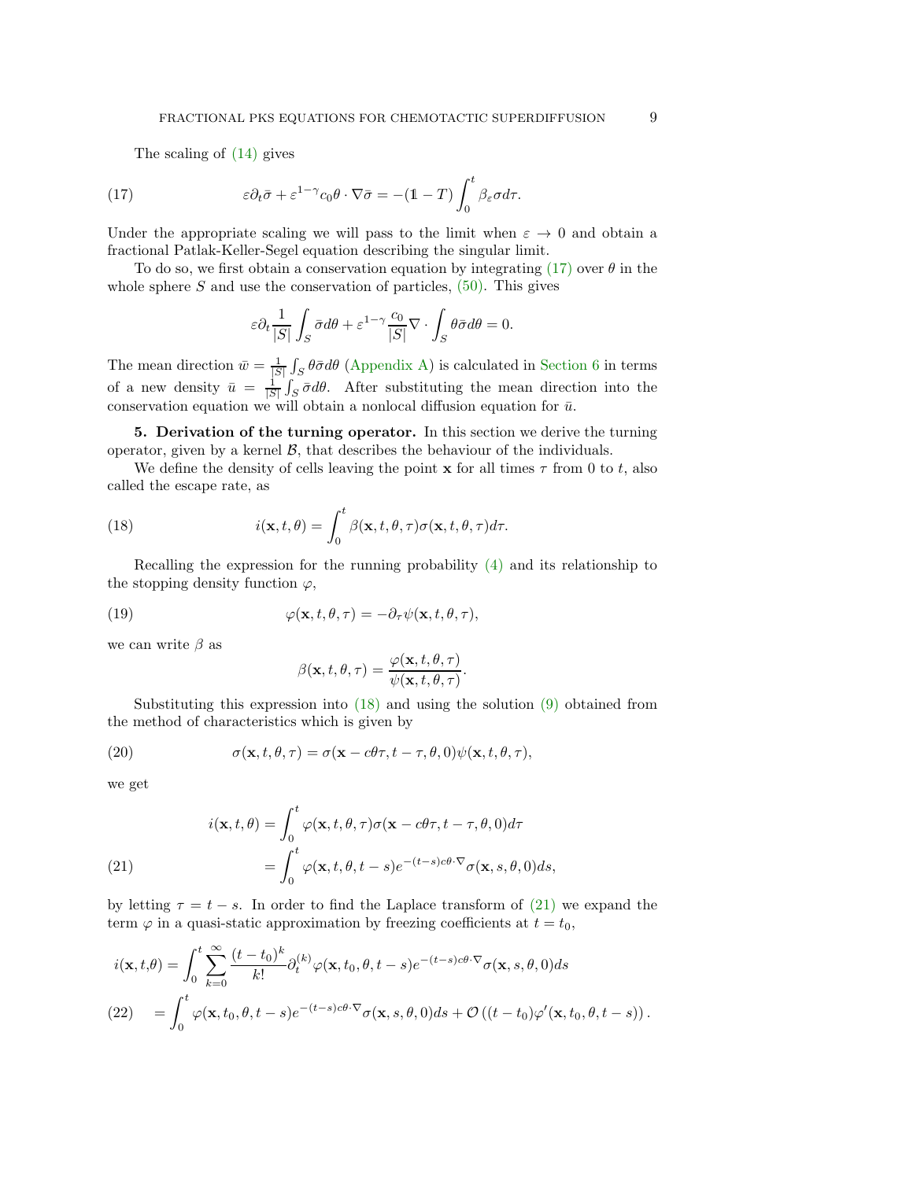The scaling of (14) gives

$$\varepsilon \partial_t \bar{\sigma} + \varepsilon^{1-\gamma} c_0 \theta \cdot \nabla \bar{\sigma} = -(\mathbb{1} - T) \int_0^t \beta_\varepsilon \sigma d\tau. \tag{17}$$

Under the appropriate scaling we will pass to the limit when $\varepsilon \to 0$ and obtain a fractional Patlak-Keller-Segel equation describing the singular limit.

To do so, we first obtain a conservation equation by integrating (17) over $\theta$ in the whole sphere $S$ and use the conservation of particles, (50). This gives

$$\varepsilon \partial_t \frac{1}{|S|} \int_S \bar{\sigma} d\theta + \varepsilon^{1-\gamma} \frac{c_0}{|S|} \nabla \cdot \int_S \theta \bar{\sigma} d\theta = 0.$$

The mean direction $\bar{w} = \frac{1}{|S|} \int_S \theta \bar{\sigma} d\theta$ (Appendix A) is calculated in Section 6 in terms of a new density $\bar{u} = \frac{1}{|S|} \int_S \bar{\sigma} d\theta$. After substituting the mean direction into the conservation equation we will obtain a nonlocal diffusion equation for $\bar{u}$.

## 5. Derivation of the turning operator.

In this section we derive the turning operator, given by a kernel $\mathcal{B}$, that describes the behaviour of the individuals.

We define the density of cells leaving the point $\mathbf{x}$ for all times $\tau$ from 0 to $t$, also called the escape rate, as

$$i(\mathbf{x}, t, \theta) = \int_0^t \beta(\mathbf{x}, t, \theta, \tau) \sigma(\mathbf{x}, t, \theta, \tau) d\tau. \tag{18}$$

Recalling the expression for the running probability (4) and its relationship to the stopping density function $\varphi$,

$$\varphi(\mathbf{x}, t, \theta, \tau) = -\partial_\tau \psi(\mathbf{x}, t, \theta, \tau), \tag{19}$$

we can write $\beta$ as

$$\beta(\mathbf{x}, t, \theta, \tau) = \frac{\varphi(\mathbf{x}, t, \theta, \tau)}{\psi(\mathbf{x}, t, \theta, \tau)}.$$

Substituting this expression into (18) and using the solution (9) obtained from the method of characteristics which is given by

$$\sigma(\mathbf{x}, t, \theta, \tau) = \sigma(\mathbf{x} - c\theta\tau, t - \tau, \theta, 0) \psi(\mathbf{x}, t, \theta, \tau), \tag{20}$$

we get

$$\begin{aligned} i(\mathbf{x}, t, \theta) &= \int_0^t \varphi(\mathbf{x}, t, \theta, \tau) \sigma(\mathbf{x} - c\theta\tau, t - \tau, \theta, 0) d\tau \\ &= \int_0^t \varphi(\mathbf{x}, t, \theta, t - s) e^{-(t-s)c\theta \cdot \nabla} \sigma(\mathbf{x}, s, \theta, 0) ds, \end{aligned} \tag{21}$$

by letting $\tau = t - s$. In order to find the Laplace transform of (21) we expand the term $\varphi$ in a quasi-static approximation by freezing coefficients at $t = t_0$,

$$\begin{aligned} i(\mathbf{x}, t, \theta) &= \int_0^t \sum_{k=0}^{\infty} \frac{(t - t_0)^k}{k!} \partial_t^{(k)} \varphi(\mathbf{x}, t_0, \theta, t - s) e^{-(t-s)c\theta \cdot \nabla} \sigma(\mathbf{x}, s, \theta, 0) ds \\ &= \int_0^t \varphi(\mathbf{x}, t_0, \theta, t - s) e^{-(t-s)c\theta \cdot \nabla} \sigma(\mathbf{x}, s, \theta, 0) ds + \mathcal{O}\left((t - t_0) \varphi'(\mathbf{x}, t_0, \theta, t - s)\right). \end{aligned} \tag{22}$$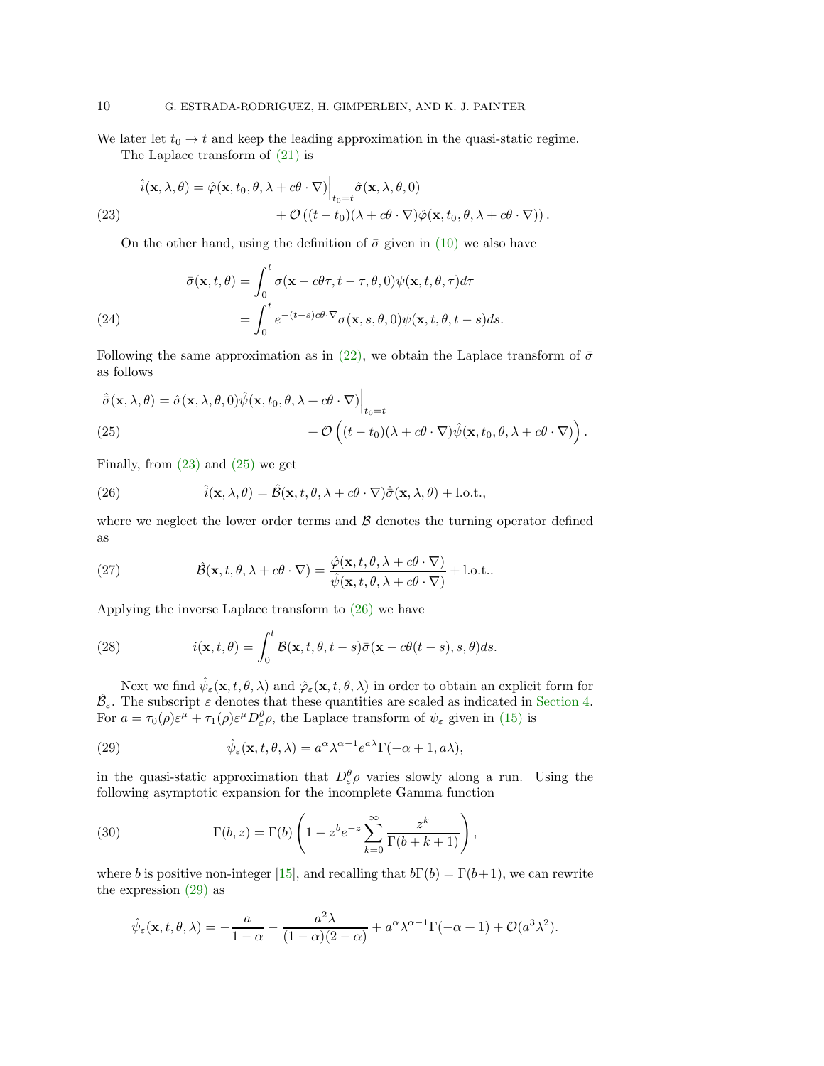We later let $t_0 \to t$ and keep the leading approximation in the quasi-static regime.

The Laplace transform of (21) is

$$\hat{i}(\mathbf{x}, \lambda, \theta) = \hat{\varphi}(\mathbf{x}, t_0, \theta, \lambda + c\theta \cdot \nabla)\Big|_{t_0=t} \hat{\sigma}(\mathbf{x}, \lambda, \theta, 0) \\ + \mathcal{O}\left((t - t_0)(\lambda + c\theta \cdot \nabla)\hat{\varphi}(\mathbf{x}, t_0, \theta, \lambda + c\theta \cdot \nabla)\right). \tag{23}$$

On the other hand, using the definition of $\bar{\sigma}$ given in (10) we also have

$$\bar{\sigma}(\mathbf{x}, t, \theta) = \int_0^t \sigma(\mathbf{x} - c\theta\tau, t - \tau, \theta, 0)\psi(\mathbf{x}, t, \theta, \tau)d\tau \\ = \int_0^t e^{-(t-s)c\theta \cdot \nabla}\sigma(\mathbf{x}, s, \theta, 0)\psi(\mathbf{x}, t, \theta, t - s)ds. \tag{24}$$

Following the same approximation as in (22), we obtain the Laplace transform of $\bar{\sigma}$ as follows

$$\hat{\bar{\sigma}}(\mathbf{x}, \lambda, \theta) = \hat{\sigma}(\mathbf{x}, \lambda, \theta, 0)\hat{\psi}(\mathbf{x}, t_0, \theta, \lambda + c\theta \cdot \nabla)\Big|_{t_0=t} \\ + \mathcal{O}\left((t - t_0)(\lambda + c\theta \cdot \nabla)\hat{\psi}(\mathbf{x}, t_0, \theta, \lambda + c\theta \cdot \nabla)\right). \tag{25}$$

Finally, from (23) and (25) we get

$$\hat{i}(\mathbf{x}, \lambda, \theta) = \hat{\mathcal{B}}(\mathbf{x}, t, \theta, \lambda + c\theta \cdot \nabla)\hat{\bar{\sigma}}(\mathbf{x}, \lambda, \theta) + \text{l.o.t.}, \tag{26}$$

where we neglect the lower order terms and $\mathcal{B}$ denotes the turning operator defined as

$$\hat{\mathcal{B}}(\mathbf{x}, t, \theta, \lambda + c\theta \cdot \nabla) = \frac{\hat{\varphi}(\mathbf{x}, t, \theta, \lambda + c\theta \cdot \nabla)}{\hat{\psi}(\mathbf{x}, t, \theta, \lambda + c\theta \cdot \nabla)} + \text{l.o.t.}. \tag{27}$$

Applying the inverse Laplace transform to (26) we have

$$i(\mathbf{x}, t, \theta) = \int_0^t \mathcal{B}(\mathbf{x}, t, \theta, t - s)\bar{\sigma}(\mathbf{x} - c\theta(t - s), s, \theta)ds. \tag{28}$$

Next we find $\hat{\psi}_\varepsilon(\mathbf{x}, t, \theta, \lambda)$ and $\hat{\varphi}_\varepsilon(\mathbf{x}, t, \theta, \lambda)$ in order to obtain an explicit form for $\hat{\mathcal{B}}_\varepsilon$. The subscript $\varepsilon$ denotes that these quantities are scaled as indicated in Section 4. For $a = \tau_0(\rho)\varepsilon^\mu + \tau_1(\rho)\varepsilon^\mu D_\varepsilon^\theta \rho$, the Laplace transform of $\psi_\varepsilon$ given in (15) is

$$\hat{\psi}_\varepsilon(\mathbf{x}, t, \theta, \lambda) = a^\alpha \lambda^{\alpha - 1} e^{a\lambda}\Gamma(-\alpha + 1, a\lambda), \tag{29}$$

in the quasi-static approximation that $D_\varepsilon^\theta \rho$ varies slowly along a run. Using the following asymptotic expansion for the incomplete Gamma function

$$\Gamma(b, z) = \Gamma(b)\left(1 - z^b e^{-z}\sum_{k=0}^{\infty}\frac{z^k}{\Gamma(b + k + 1)}\right), \tag{30}$$

where $b$ is positive non-integer [15], and recalling that $b\Gamma(b) = \Gamma(b+1)$, we can rewrite the expression (29) as

$$\hat{\psi}_\varepsilon(\mathbf{x}, t, \theta, \lambda) = -\frac{a}{1 - \alpha} - \frac{a^2\lambda}{(1 - \alpha)(2 - \alpha)} + a^\alpha \lambda^{\alpha - 1}\Gamma(-\alpha + 1) + \mathcal{O}(a^3\lambda^2).$$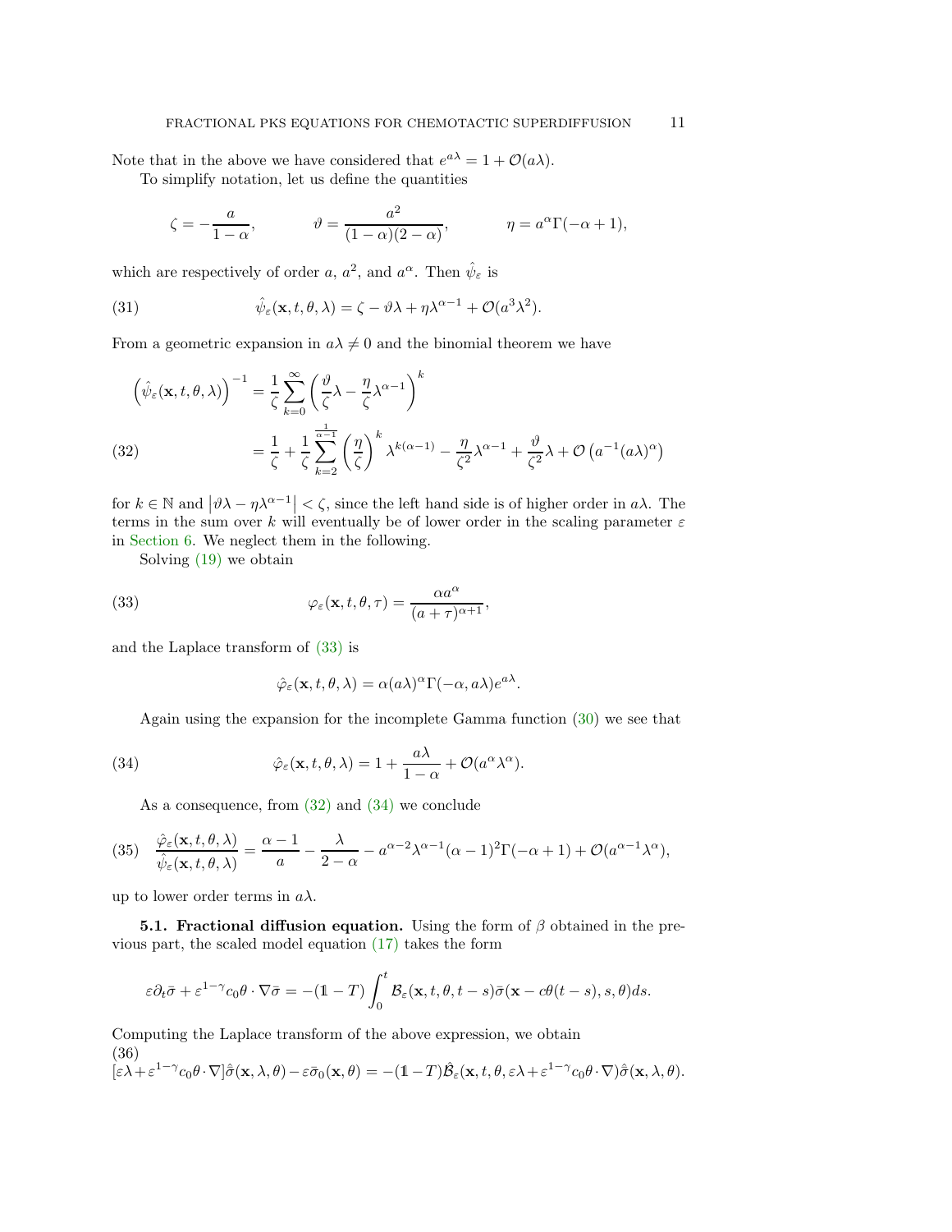Note that in the above we have considered that $e^{a\lambda} = 1 + \mathcal{O}(a\lambda)$.

To simplify notation, let us define the quantities

$$\zeta = -\frac{a}{1-\alpha}, \qquad \vartheta = \frac{a^2}{(1-\alpha)(2-\alpha)}, \qquad \eta = a^\alpha \Gamma(-\alpha+1),$$

which are respectively of order $a$, $a^2$, and $a^\alpha$. Then $\hat{\psi}_\varepsilon$ is

$$\hat{\psi}_\varepsilon(\mathbf{x}, t, \theta, \lambda) = \zeta - \vartheta\lambda + \eta\lambda^{\alpha-1} + \mathcal{O}(a^3\lambda^2). \tag{31}$$

From a geometric expansion in $a\lambda \neq 0$ and the binomial theorem we have

$$\begin{aligned}
\left(\hat{\psi}_\varepsilon(\mathbf{x}, t, \theta, \lambda)\right)^{-1} &= \frac{1}{\zeta}\sum_{k=0}^{\infty}\left(\frac{\vartheta}{\zeta}\lambda - \frac{\eta}{\zeta}\lambda^{\alpha-1}\right)^k \\
&= \frac{1}{\zeta} + \frac{1}{\zeta}\sum_{k=2}^{\frac{1}{\alpha-1}}\left(\frac{\eta}{\zeta}\right)^k \lambda^{k(\alpha-1)} - \frac{\eta}{\zeta^2}\lambda^{\alpha-1} + \frac{\vartheta}{\zeta^2}\lambda + \mathcal{O}\left(a^{-1}(a\lambda)^\alpha\right)
\end{aligned} \tag{32}$$

for $k \in \mathbb{N}$ and $\left|\vartheta\lambda - \eta\lambda^{\alpha-1}\right| < \zeta$, since the left hand side is of higher order in $a\lambda$. The terms in the sum over $k$ will eventually be of lower order in the scaling parameter $\varepsilon$ in Section 6. We neglect them in the following.

Solving (19) we obtain

$$\varphi_\varepsilon(\mathbf{x}, t, \theta, \tau) = \frac{\alpha a^\alpha}{(a+\tau)^{\alpha+1}}, \tag{33}$$

and the Laplace transform of (33) is

$$\hat{\varphi}_\varepsilon(\mathbf{x}, t, \theta, \lambda) = \alpha(a\lambda)^\alpha \Gamma(-\alpha, a\lambda)e^{a\lambda}.$$

Again using the expansion for the incomplete Gamma function (30) we see that

$$\hat{\varphi}_\varepsilon(\mathbf{x}, t, \theta, \lambda) = 1 + \frac{a\lambda}{1-\alpha} + \mathcal{O}(a^\alpha\lambda^\alpha). \tag{34}$$

As a consequence, from (32) and (34) we conclude

$$\frac{\hat{\varphi}_\varepsilon(\mathbf{x}, t, \theta, \lambda)}{\hat{\psi}_\varepsilon(\mathbf{x}, t, \theta, \lambda)} = \frac{\alpha-1}{a} - \frac{\lambda}{2-\alpha} - a^{\alpha-2}\lambda^{\alpha-1}(\alpha-1)^2\Gamma(-\alpha+1) + \mathcal{O}(a^{\alpha-1}\lambda^\alpha), \tag{35}$$

up to lower order terms in $a\lambda$.

**5.1. Fractional diffusion equation.** Using the form of $\beta$ obtained in the previous part, the scaled model equation (17) takes the form

$$\varepsilon\partial_t\bar{\sigma} + \varepsilon^{1-\gamma}c_0\theta\cdot\nabla\bar{\sigma} = -(\mathbb{1} - T)\int_0^t \mathcal{B}_\varepsilon(\mathbf{x}, t, \theta, t-s)\bar{\sigma}(\mathbf{x} - c\theta(t-s), s, \theta)ds.$$

Computing the Laplace transform of the above expression, we obtain

$$[\varepsilon\lambda + \varepsilon^{1-\gamma}c_0\theta\cdot\nabla]\hat{\bar{\sigma}}(\mathbf{x}, \lambda, \theta) - \varepsilon\bar{\sigma}_0(\mathbf{x}, \theta) = -(\mathbb{1} - T)\hat{\mathcal{B}}_\varepsilon(\mathbf{x}, t, \theta, \varepsilon\lambda + \varepsilon^{1-\gamma}c_0\theta\cdot\nabla)\hat{\bar{\sigma}}(\mathbf{x}, \lambda, \theta). \tag{36}$$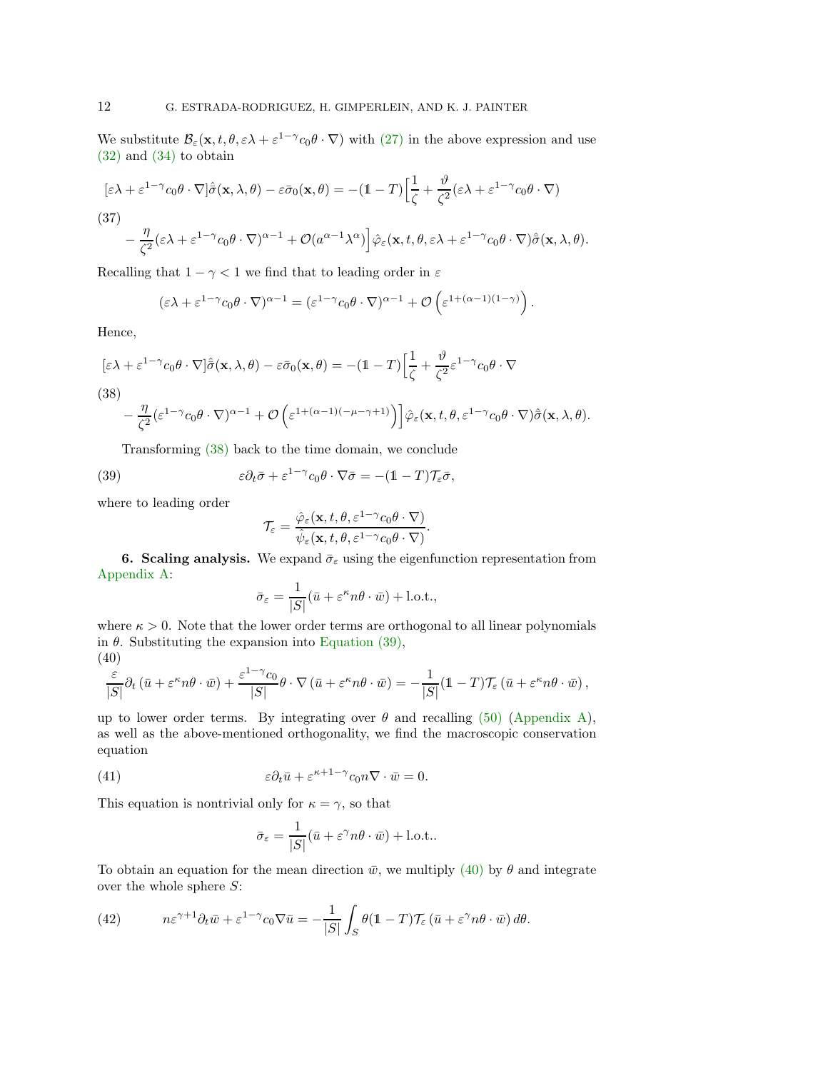We substitute $\mathcal{B}_\varepsilon(\mathbf{x}, t, \theta, \varepsilon\lambda + \varepsilon^{1-\gamma} c_0 \theta \cdot \nabla)$ with (27) in the above expression and use (32) and (34) to obtain

$$
\begin{aligned}
[\varepsilon\lambda + \varepsilon^{1-\gamma} c_0 \theta \cdot \nabla]\hat{\bar{\sigma}}(\mathbf{x}, \lambda, \theta) - \varepsilon\bar{\sigma}_0(\mathbf{x}, \theta) = -(\mathbb{1} - T)\Big[\frac{1}{\zeta} + \frac{\vartheta}{\zeta^2}(\varepsilon\lambda + \varepsilon^{1-\gamma} c_0 \theta \cdot \nabla) \\
- \frac{\eta}{\zeta^2}(\varepsilon\lambda + \varepsilon^{1-\gamma} c_0 \theta \cdot \nabla)^{\alpha-1} + \mathcal{O}(a^{\alpha-1}\lambda^{\alpha})\Big]\hat{\varphi}_\varepsilon(\mathbf{x}, t, \theta, \varepsilon\lambda + \varepsilon^{1-\gamma} c_0 \theta \cdot \nabla)\hat{\bar{\sigma}}(\mathbf{x}, \lambda, \theta).
\end{aligned}
\tag{37}
$$

Recalling that $1 - \gamma < 1$ we find that to leading order in $\varepsilon$

$$
(\varepsilon\lambda + \varepsilon^{1-\gamma} c_0 \theta \cdot \nabla)^{\alpha-1} = (\varepsilon^{1-\gamma} c_0 \theta \cdot \nabla)^{\alpha-1} + \mathcal{O}\left(\varepsilon^{1+(\alpha-1)(1-\gamma)}\right).
$$

Hence,

$$
\begin{aligned}
[\varepsilon\lambda + \varepsilon^{1-\gamma} c_0 \theta \cdot \nabla]\hat{\bar{\sigma}}(\mathbf{x}, \lambda, \theta) - \varepsilon\bar{\sigma}_0(\mathbf{x}, \theta) = -(\mathbb{1} - T)\Big[\frac{1}{\zeta} + \frac{\vartheta}{\zeta^2}\varepsilon^{1-\gamma} c_0 \theta \cdot \nabla \\
- \frac{\eta}{\zeta^2}(\varepsilon^{1-\gamma} c_0 \theta \cdot \nabla)^{\alpha-1} + \mathcal{O}\left(\varepsilon^{1+(\alpha-1)(-\mu-\gamma+1)}\right)\Big]\hat{\varphi}_\varepsilon(\mathbf{x}, t, \theta, \varepsilon^{1-\gamma} c_0 \theta \cdot \nabla)\hat{\bar{\sigma}}(\mathbf{x}, \lambda, \theta).
\end{aligned}
\tag{38}
$$

Transforming (38) back to the time domain, we conclude

$$
\varepsilon\partial_t\bar{\sigma} + \varepsilon^{1-\gamma} c_0 \theta \cdot \nabla\bar{\sigma} = -(\mathbb{1} - T)\mathcal{T}_\varepsilon\bar{\sigma},
\tag{39}
$$

where to leading order

$$
\mathcal{T}_\varepsilon = \frac{\hat{\varphi}_\varepsilon(\mathbf{x}, t, \theta, \varepsilon^{1-\gamma} c_0 \theta \cdot \nabla)}{\hat{\psi}_\varepsilon(\mathbf{x}, t, \theta, \varepsilon^{1-\gamma} c_0 \theta \cdot \nabla)}.
$$

## 6. Scaling analysis.

We expand $\bar{\sigma}_\varepsilon$ using the eigenfunction representation from Appendix A:

$$
\bar{\sigma}_\varepsilon = \frac{1}{|S|}(\bar{u} + \varepsilon^{\kappa} n\theta \cdot \bar{w}) + \text{l.o.t.},
$$

where $\kappa > 0$. Note that the lower order terms are orthogonal to all linear polynomials in $\theta$. Substituting the expansion into Equation (39),

$$
\frac{\varepsilon}{|S|}\partial_t\left(\bar{u} + \varepsilon^{\kappa} n\theta \cdot \bar{w}\right) + \frac{\varepsilon^{1-\gamma} c_0}{|S|}\theta \cdot \nabla\left(\bar{u} + \varepsilon^{\kappa} n\theta \cdot \bar{w}\right) = -\frac{1}{|S|}(\mathbb{1} - T)\mathcal{T}_\varepsilon\left(\bar{u} + \varepsilon^{\kappa} n\theta \cdot \bar{w}\right),
\tag{40}
$$

up to lower order terms. By integrating over $\theta$ and recalling (50) (Appendix A), as well as the above-mentioned orthogonality, we find the macroscopic conservation equation

$$
\varepsilon\partial_t\bar{u} + \varepsilon^{\kappa+1-\gamma} c_0 n\nabla \cdot \bar{w} = 0.
\tag{41}
$$

This equation is nontrivial only for $\kappa = \gamma$, so that

$$
\bar{\sigma}_\varepsilon = \frac{1}{|S|}(\bar{u} + \varepsilon^{\gamma} n\theta \cdot \bar{w}) + \text{l.o.t.}.
$$

To obtain an equation for the mean direction $\bar{w}$, we multiply (40) by $\theta$ and integrate over the whole sphere $S$:

$$
n\varepsilon^{\gamma+1}\partial_t\bar{w} + \varepsilon^{1-\gamma} c_0 \nabla\bar{u} = -\frac{1}{|S|}\int_S \theta(\mathbb{1} - T)\mathcal{T}_\varepsilon\left(\bar{u} + \varepsilon^{\gamma} n\theta \cdot \bar{w}\right)d\theta.
\tag{42}
$$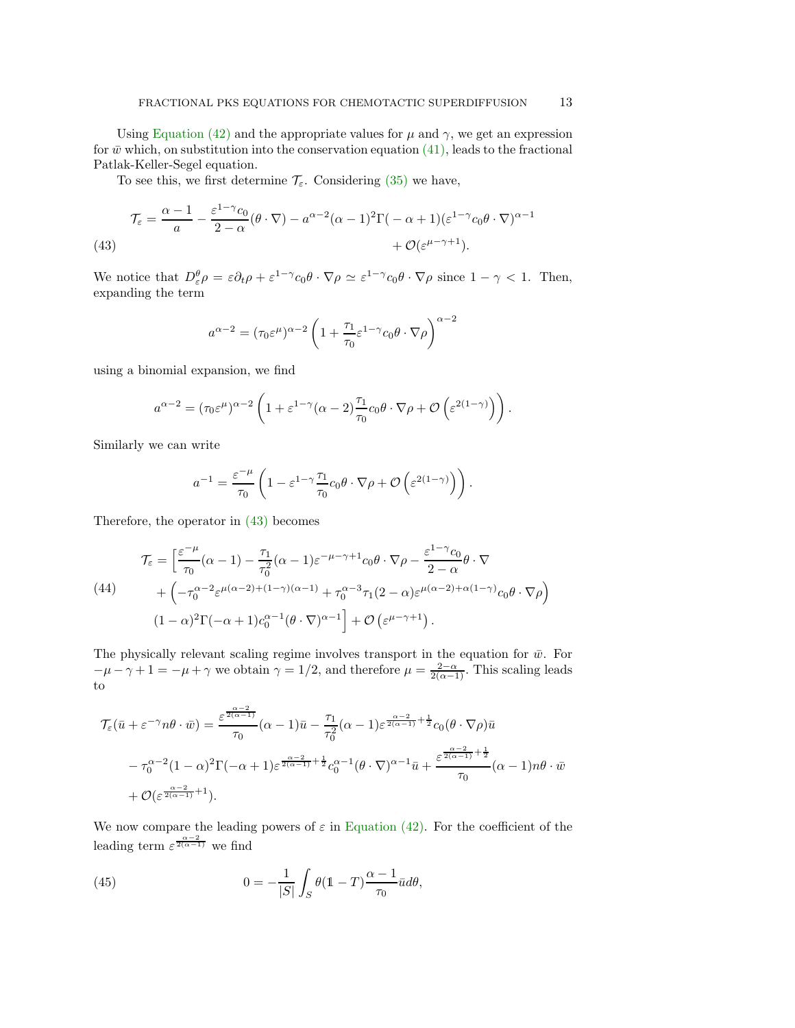Using Equation (42) and the appropriate values for $\mu$ and $\gamma$, we get an expression for $\bar{w}$ which, on substitution into the conservation equation (41), leads to the fractional Patlak-Keller-Segel equation.

To see this, we first determine $\mathcal{T}_\varepsilon$. Considering (35) we have,

$$\mathcal{T}_\varepsilon = \frac{\alpha-1}{a} - \frac{\varepsilon^{1-\gamma}c_0}{2-\alpha}(\theta\cdot\nabla) - a^{\alpha-2}(\alpha-1)^2\Gamma(-\alpha+1)(\varepsilon^{1-\gamma}c_0\theta\cdot\nabla)^{\alpha-1} + \mathcal{O}(\varepsilon^{\mu-\gamma+1}). \tag{43}$$

We notice that $D_\varepsilon^\theta\rho = \varepsilon\partial_t\rho + \varepsilon^{1-\gamma}c_0\theta\cdot\nabla\rho \simeq \varepsilon^{1-\gamma}c_0\theta\cdot\nabla\rho$ since $1-\gamma<1$. Then, expanding the term

$$a^{\alpha-2} = (\tau_0\varepsilon^\mu)^{\alpha-2}\left(1+\frac{\tau_1}{\tau_0}\varepsilon^{1-\gamma}c_0\theta\cdot\nabla\rho\right)^{\alpha-2}$$

using a binomial expansion, we find

$$a^{\alpha-2} = (\tau_0\varepsilon^\mu)^{\alpha-2}\left(1+\varepsilon^{1-\gamma}(\alpha-2)\frac{\tau_1}{\tau_0}c_0\theta\cdot\nabla\rho + \mathcal{O}\left(\varepsilon^{2(1-\gamma)}\right)\right).$$

Similarly we can write

$$a^{-1} = \frac{\varepsilon^{-\mu}}{\tau_0}\left(1-\varepsilon^{1-\gamma}\frac{\tau_1}{\tau_0}c_0\theta\cdot\nabla\rho + \mathcal{O}\left(\varepsilon^{2(1-\gamma)}\right)\right).$$

Therefore, the operator in (43) becomes

$$\begin{aligned}\mathcal{T}_\varepsilon = \Big[&\frac{\varepsilon^{-\mu}}{\tau_0}(\alpha-1) - \frac{\tau_1}{\tau_0^2}(\alpha-1)\varepsilon^{-\mu-\gamma+1}c_0\theta\cdot\nabla\rho - \frac{\varepsilon^{1-\gamma}c_0}{2-\alpha}\theta\cdot\nabla \\ &+ \left(-\tau_0^{\alpha-2}\varepsilon^{\mu(\alpha-2)+(1-\gamma)(\alpha-1)} + \tau_0^{\alpha-3}\tau_1(2-\alpha)\varepsilon^{\mu(\alpha-2)+\alpha(1-\gamma)}c_0\theta\cdot\nabla\rho\right) \\ &(1-\alpha)^2\Gamma(-\alpha+1)c_0^{\alpha-1}(\theta\cdot\nabla)^{\alpha-1}\Big] + \mathcal{O}\left(\varepsilon^{\mu-\gamma+1}\right).\end{aligned} \tag{44}$$

The physically relevant scaling regime involves transport in the equation for $\bar{w}$. For $-\mu-\gamma+1 = -\mu+\gamma$ we obtain $\gamma = 1/2$, and therefore $\mu = \frac{2-\alpha}{2(\alpha-1)}$. This scaling leads to

$$\begin{aligned}\mathcal{T}_\varepsilon(\bar{u}+\varepsilon^{-\gamma}n\theta\cdot\bar{w}) = &\frac{\varepsilon^{\frac{\alpha-2}{2(\alpha-1)}}}{\tau_0}(\alpha-1)\bar{u} - \frac{\tau_1}{\tau_0^2}(\alpha-1)\varepsilon^{\frac{\alpha-2}{2(\alpha-1)}+\frac{1}{2}}c_0(\theta\cdot\nabla\rho)\bar{u} \\ &- \tau_0^{\alpha-2}(1-\alpha)^2\Gamma(-\alpha+1)\varepsilon^{\frac{\alpha-2}{2(\alpha-1)}+\frac{1}{2}}c_0^{\alpha-1}(\theta\cdot\nabla)^{\alpha-1}\bar{u} + \frac{\varepsilon^{\frac{\alpha-2}{2(\alpha-1)}+\frac{1}{2}}}{\tau_0}(\alpha-1)n\theta\cdot\bar{w} \\ &+ \mathcal{O}(\varepsilon^{\frac{\alpha-2}{2(\alpha-1)}+1}).\end{aligned}$$

We now compare the leading powers of $\varepsilon$ in Equation (42). For the coefficient of the leading term $\varepsilon^{\frac{\alpha-2}{2(\alpha-1)}}$ we find

$$0 = -\frac{1}{|S|}\int_S \theta(\mathbb{1}-T)\frac{\alpha-1}{\tau_0}\bar{u}d\theta, \tag{45}$$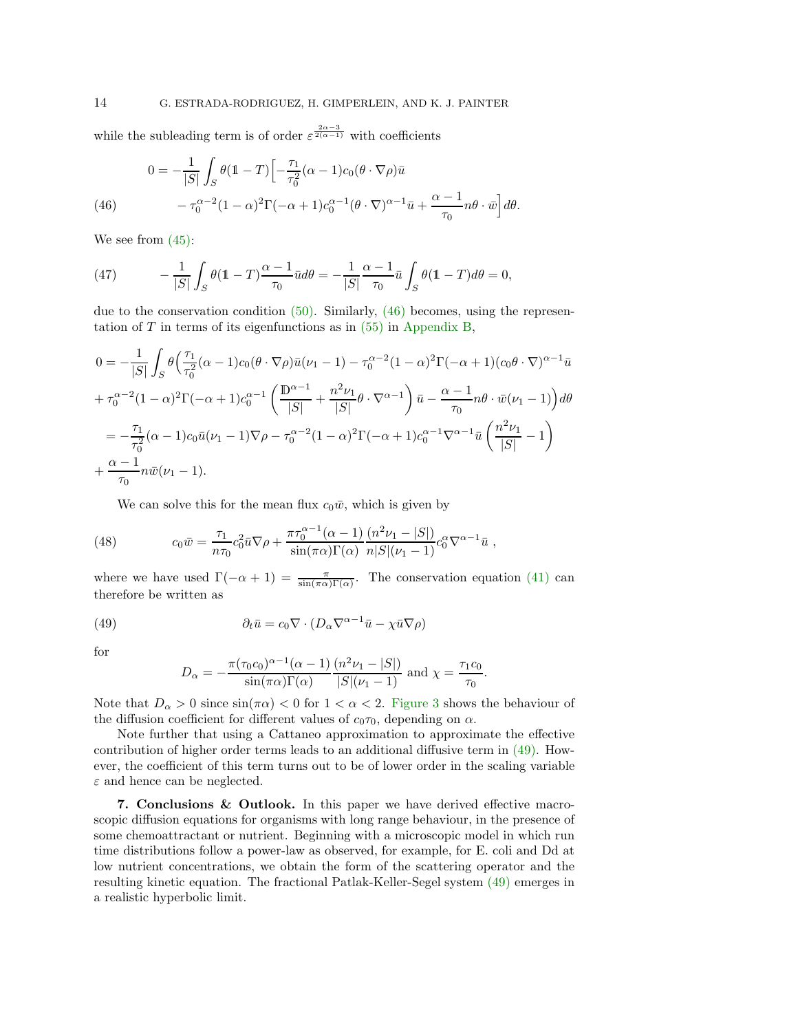while the subleading term is of order $\varepsilon^{\frac{2\alpha-3}{2(\alpha-1)}}$ with coefficients

$$
\begin{aligned}
0 = -\frac{1}{|S|}\int_S \theta(\mathbb{1}-T)\Big[&-\frac{\tau_1}{\tau_0^2}(\alpha-1)c_0(\theta\cdot\nabla\rho)\bar{u} \\
&-\tau_0^{\alpha-2}(1-\alpha)^2\Gamma(-\alpha+1)c_0^{\alpha-1}(\theta\cdot\nabla)^{\alpha-1}\bar{u} + \frac{\alpha-1}{\tau_0}n\theta\cdot\bar{w}\Big]d\theta. \qquad (46)
\end{aligned}
$$

We see from (45):

$$
-\frac{1}{|S|}\int_S \theta(\mathbb{1}-T)\frac{\alpha-1}{\tau_0}\bar{u}d\theta = -\frac{1}{|S|}\frac{\alpha-1}{\tau_0}\bar{u}\int_S \theta(\mathbb{1}-T)d\theta = 0, \qquad (47)
$$

due to the conservation condition (50). Similarly, (46) becomes, using the representation of $T$ in terms of its eigenfunctions as in (55) in Appendix B,

$$
\begin{aligned}
0 &= -\frac{1}{|S|}\int_S \theta\Big(\frac{\tau_1}{\tau_0^2}(\alpha-1)c_0(\theta\cdot\nabla\rho)\bar{u}(\nu_1-1) - \tau_0^{\alpha-2}(1-\alpha)^2\Gamma(-\alpha+1)(c_0\theta\cdot\nabla)^{\alpha-1}\bar{u} \\
&+ \tau_0^{\alpha-2}(1-\alpha)^2\Gamma(-\alpha+1)c_0^{\alpha-1}\left(\frac{\mathbb{D}^{\alpha-1}}{|S|} + \frac{n^2\nu_1}{|S|}\theta\cdot\nabla^{\alpha-1}\right)\bar{u} - \frac{\alpha-1}{\tau_0}n\theta\cdot\bar{w}(\nu_1-1)\Big)d\theta \\
&= -\frac{\tau_1}{\tau_0^2}(\alpha-1)c_0\bar{u}(\nu_1-1)\nabla\rho - \tau_0^{\alpha-2}(1-\alpha)^2\Gamma(-\alpha+1)c_0^{\alpha-1}\nabla^{\alpha-1}\bar{u}\left(\frac{n^2\nu_1}{|S|}-1\right) \\
&+ \frac{\alpha-1}{\tau_0}n\bar{w}(\nu_1-1).
\end{aligned}
$$

We can solve this for the mean flux $c_0\bar{w}$, which is given by

$$
c_0\bar{w} = \frac{\tau_1}{n\tau_0}c_0^2\bar{u}\nabla\rho + \frac{\pi\tau_0^{\alpha-1}(\alpha-1)}{\sin(\pi\alpha)\Gamma(\alpha)}\frac{(n^2\nu_1-|S|)}{n|S|(\nu_1-1)}c_0^\alpha\nabla^{\alpha-1}\bar{u}\ , \qquad (48)
$$

where we have used $\Gamma(-\alpha+1) = \frac{\pi}{\sin(\pi\alpha)\Gamma(\alpha)}$. The conservation equation (41) can therefore be written as

$$
\partial_t\bar{u} = c_0\nabla\cdot\left(D_\alpha\nabla^{\alpha-1}\bar{u} - \chi\bar{u}\nabla\rho\right) \qquad (49)
$$

for

$$
D_\alpha = -\frac{\pi(\tau_0c_0)^{\alpha-1}(\alpha-1)}{\sin(\pi\alpha)\Gamma(\alpha)}\frac{(n^2\nu_1-|S|)}{|S|(\nu_1-1)} \text{ and } \chi = \frac{\tau_1c_0}{\tau_0}.
$$

Note that $D_\alpha > 0$ since $\sin(\pi\alpha) < 0$ for $1 < \alpha < 2$. Figure 3 shows the behaviour of the diffusion coefficient for different values of $c_0\tau_0$, depending on $\alpha$.

Note further that using a Cattaneo approximation to approximate the effective contribution of higher order terms leads to an additional diffusive term in (49). However, the coefficient of this term turns out to be of lower order in the scaling variable $\varepsilon$ and hence can be neglected.

## 7. Conclusions & Outlook.

In this paper we have derived effective macroscopic diffusion equations for organisms with long range behaviour, in the presence of some chemoattractant or nutrient. Beginning with a microscopic model in which run time distributions follow a power-law as observed, for example, for E. coli and Dd at low nutrient concentrations, we obtain the form of the scattering operator and the resulting kinetic equation. The fractional Patlak-Keller-Segel system (49) emerges in a realistic hyperbolic limit.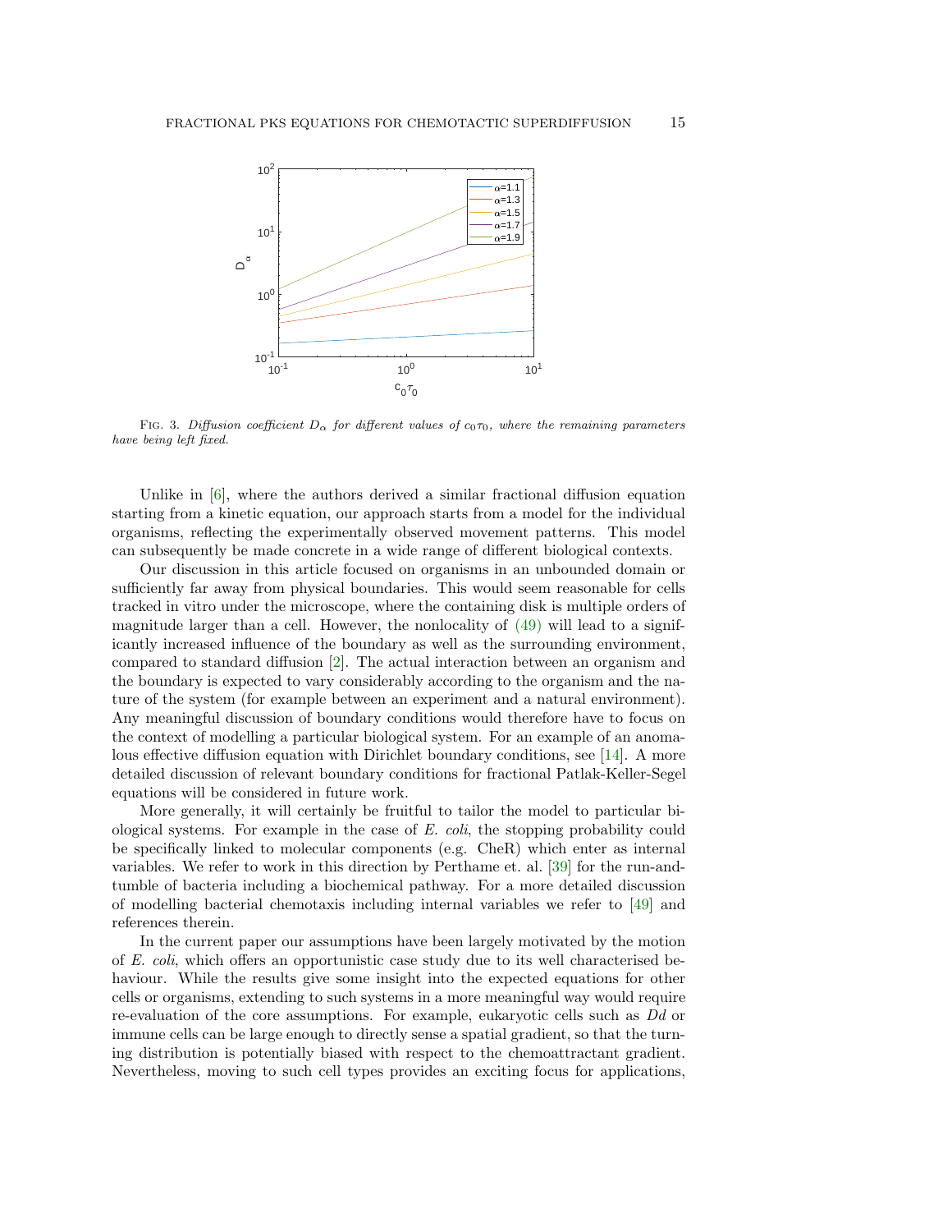FIG. 3. *Diffusion coefficient $D_\alpha$ for different values of $c_0\tau_0$, where the remaining parameters have being left fixed.*

Unlike in [6], where the authors derived a similar fractional diffusion equation starting from a kinetic equation, our approach starts from a model for the individual organisms, reflecting the experimentally observed movement patterns. This model can subsequently be made concrete in a wide range of different biological contexts.

Our discussion in this article focused on organisms in an unbounded domain or sufficiently far away from physical boundaries. This would seem reasonable for cells tracked in vitro under the microscope, where the containing disk is multiple orders of magnitude larger than a cell. However, the nonlocality of (49) will lead to a significantly increased influence of the boundary as well as the surrounding environment, compared to standard diffusion [2]. The actual interaction between an organism and the boundary is expected to vary considerably according to the organism and the nature of the system (for example between an experiment and a natural environment). Any meaningful discussion of boundary conditions would therefore have to focus on the context of modelling a particular biological system. For an example of an anomalous effective diffusion equation with Dirichlet boundary conditions, see [14]. A more detailed discussion of relevant boundary conditions for fractional Patlak-Keller-Segel equations will be considered in future work.

More generally, it will certainly be fruitful to tailor the model to particular biological systems. For example in the case of *E. coli*, the stopping probability could be specifically linked to molecular components (e.g. CheR) which enter as internal variables. We refer to work in this direction by Perthame et. al. [39] for the run-and-tumble of bacteria including a biochemical pathway. For a more detailed discussion of modelling bacterial chemotaxis including internal variables we refer to [49] and references therein.

In the current paper our assumptions have been largely motivated by the motion of *E. coli*, which offers an opportunistic case study due to its well characterised behaviour. While the results give some insight into the expected equations for other cells or organisms, extending to such systems in a more meaningful way would require re-evaluation of the core assumptions. For example, eukaryotic cells such as *Dd* or immune cells can be large enough to directly sense a spatial gradient, so that the turning distribution is potentially biased with respect to the chemoattractant gradient. Nevertheless, moving to such cell types provides an exciting focus for applications,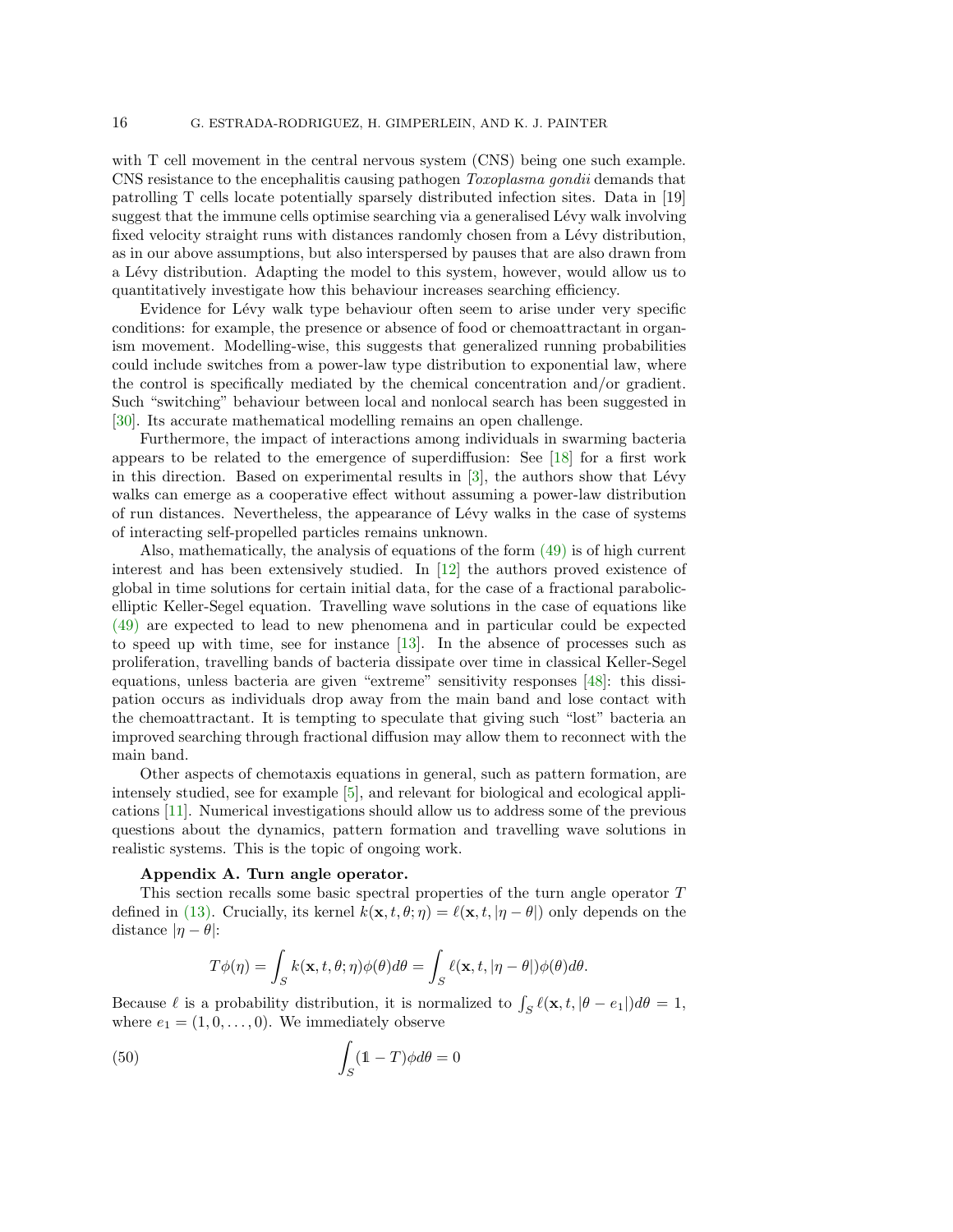with T cell movement in the central nervous system (CNS) being one such example. CNS resistance to the encephalitis causing pathogen *Toxoplasma gondii* demands that patrolling T cells locate potentially sparsely distributed infection sites. Data in [19] suggest that the immune cells optimise searching via a generalised Lévy walk involving fixed velocity straight runs with distances randomly chosen from a Lévy distribution, as in our above assumptions, but also interspersed by pauses that are also drawn from a Lévy distribution. Adapting the model to this system, however, would allow us to quantitatively investigate how this behaviour increases searching efficiency.

Evidence for Lévy walk type behaviour often seem to arise under very specific conditions: for example, the presence or absence of food or chemoattractant in organism movement. Modelling-wise, this suggests that generalized running probabilities could include switches from a power-law type distribution to exponential law, where the control is specifically mediated by the chemical concentration and/or gradient. Such "switching" behaviour between local and nonlocal search has been suggested in [30]. Its accurate mathematical modelling remains an open challenge.

Furthermore, the impact of interactions among individuals in swarming bacteria appears to be related to the emergence of superdiffusion: See [18] for a first work in this direction. Based on experimental results in [3], the authors show that Lévy walks can emerge as a cooperative effect without assuming a power-law distribution of run distances. Nevertheless, the appearance of Lévy walks in the case of systems of interacting self-propelled particles remains unknown.

Also, mathematically, the analysis of equations of the form (49) is of high current interest and has been extensively studied. In [12] the authors proved existence of global in time solutions for certain initial data, for the case of a fractional parabolic-elliptic Keller-Segel equation. Travelling wave solutions in the case of equations like (49) are expected to lead to new phenomena and in particular could be expected to speed up with time, see for instance [13]. In the absence of processes such as proliferation, travelling bands of bacteria dissipate over time in classical Keller-Segel equations, unless bacteria are given "extreme" sensitivity responses [48]: this dissipation occurs as individuals drop away from the main band and lose contact with the chemoattractant. It is tempting to speculate that giving such "lost" bacteria an improved searching through fractional diffusion may allow them to reconnect with the main band.

Other aspects of chemotaxis equations in general, such as pattern formation, are intensely studied, see for example [5], and relevant for biological and ecological applications [11]. Numerical investigations should allow us to address some of the previous questions about the dynamics, pattern formation and travelling wave solutions in realistic systems. This is the topic of ongoing work.

**Appendix A. Turn angle operator.**

This section recalls some basic spectral properties of the turn angle operator $T$ defined in (13). Crucially, its kernel $k(\mathbf{x},t,\theta;\eta) = \ell(\mathbf{x},t,|\eta-\theta|)$ only depends on the distance $|\eta - \theta|$:

$$T\phi(\eta) = \int_S k(\mathbf{x},t,\theta;\eta)\phi(\theta)d\theta = \int_S \ell(\mathbf{x},t,|\eta-\theta|)\phi(\theta)d\theta.$$

Because $\ell$ is a probability distribution, it is normalized to $\int_S \ell(\mathbf{x},t,|\theta - e_1|)d\theta = 1$, where $e_1 = (1,0,\dots,0)$. We immediately observe

$$\int_S (\mathbb{1} - T)\phi d\theta = 0 \tag{50}$$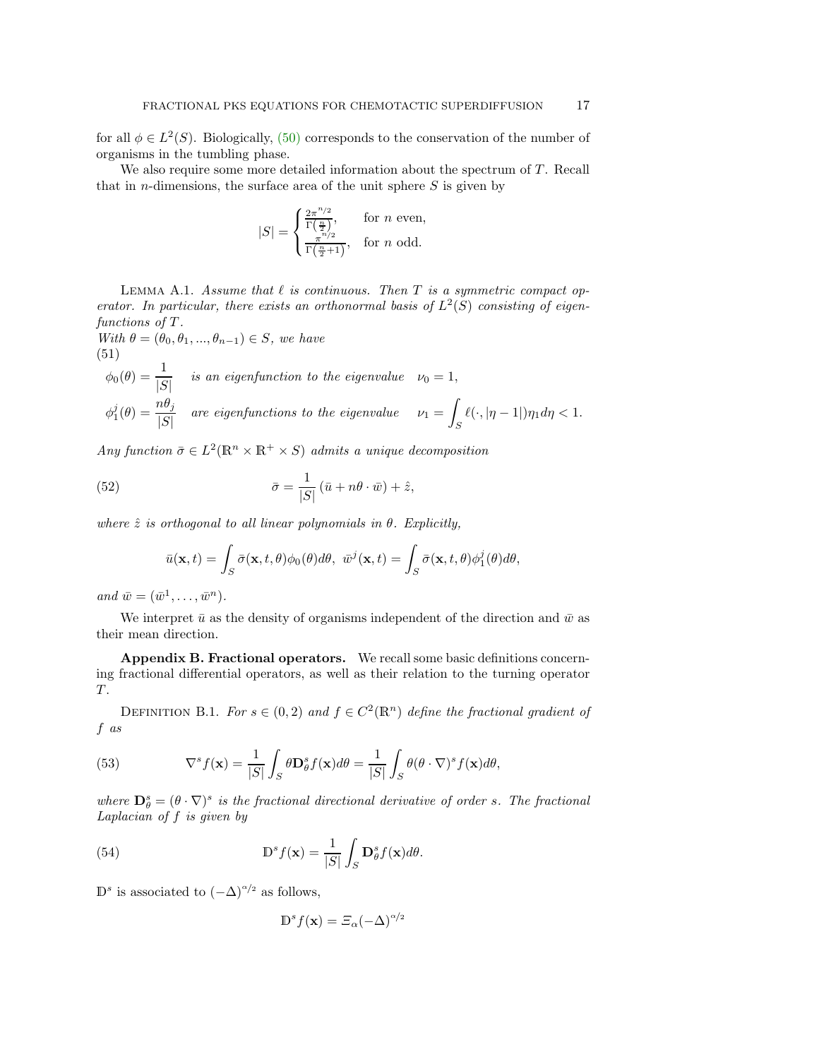for all $\phi \in L^2(S)$. Biologically, (50) corresponds to the conservation of the number of organisms in the tumbling phase.

We also require some more detailed information about the spectrum of $T$. Recall that in $n$-dimensions, the surface area of the unit sphere $S$ is given by

$$|S| = \begin{cases} \frac{2\pi^{n/2}}{\Gamma\left(\frac{n}{2}\right)}, & \text{for } n \text{ even}, \\ \frac{\pi^{n/2}}{\Gamma\left(\frac{n}{2}+1\right)}, & \text{for } n \text{ odd}. \end{cases}$$

Lemma A.1. *Assume that $\ell$ is continuous. Then $T$ is a symmetric compact operator. In particular, there exists an orthonormal basis of $L^2(S)$ consisting of eigenfunctions of $T$.*
*With $\theta = (\theta_0, \theta_1, ..., \theta_{n-1}) \in S$, we have*
(51)

$$\begin{aligned} \phi_0(\theta) &= \frac{1}{|S|} \quad \textit{is an eigenfunction to the eigenvalue} \quad \nu_0 = 1, \\ \phi_1^j(\theta) &= \frac{n\theta_j}{|S|} \quad \textit{are eigenfunctions to the eigenvalue} \quad \nu_1 = \int_S \ell(\cdot, |\eta - 1|)\eta_1 d\eta < 1. \end{aligned}$$

*Any function $\bar{\sigma} \in L^2(\mathbb{R}^n \times \mathbb{R}^+ \times S)$ admits a unique decomposition*

$$\bar{\sigma} = \frac{1}{|S|}\left(\bar{u} + n\theta \cdot \bar{w}\right) + \hat{z}, \tag{52}$$

*where $\hat{z}$ is orthogonal to all linear polynomials in $\theta$. Explicitly,*

$$\bar{u}(\mathbf{x}, t) = \int_S \bar{\sigma}(\mathbf{x}, t, \theta)\phi_0(\theta) d\theta, \;\; \bar{w}^j(\mathbf{x}, t) = \int_S \bar{\sigma}(\mathbf{x}, t, \theta)\phi_1^j(\theta) d\theta,$$

*and $\bar{w} = (\bar{w}^1, \dots, \bar{w}^n)$.*

We interpret $\bar{u}$ as the density of organisms independent of the direction and $\bar{w}$ as their mean direction.

**Appendix B. Fractional operators.** We recall some basic definitions concerning fractional differential operators, as well as their relation to the turning operator $T$.

Definition B.1. *For $s \in (0, 2)$ and $f \in C^2(\mathbb{R}^n)$ define the fractional gradient of $f$ as*

$$\nabla^s f(\mathbf{x}) = \frac{1}{|S|} \int_S \theta \mathbf{D}_\theta^s f(\mathbf{x}) d\theta = \frac{1}{|S|} \int_S \theta (\theta \cdot \nabla)^s f(\mathbf{x}) d\theta, \tag{53}$$

*where $\mathbf{D}_\theta^s = (\theta \cdot \nabla)^s$ is the fractional directional derivative of order $s$. The fractional Laplacian of $f$ is given by*

$$\mathbb{D}^s f(\mathbf{x}) = \frac{1}{|S|} \int_S \mathbf{D}_\theta^s f(\mathbf{x}) d\theta. \tag{54}$$

$\mathbb{D}^s$ is associated to $(-\Delta)^{\alpha/2}$ as follows,

$$\mathbb{D}^s f(\mathbf{x}) = \Xi_\alpha (-\Delta)^{\alpha/2}$$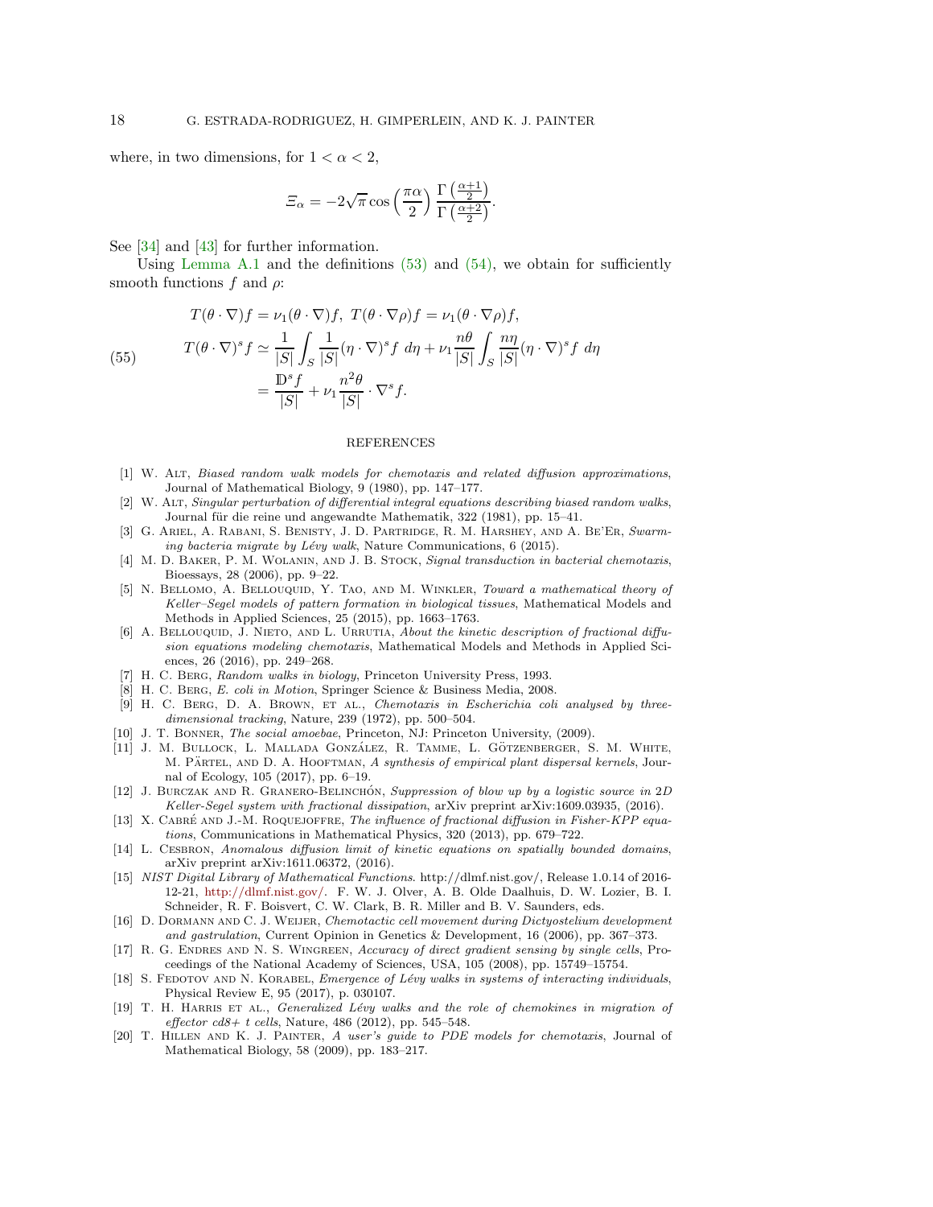where, in two dimensions, for $1 < \alpha < 2$,

$$\Xi_\alpha = -2\sqrt{\pi}\cos\left(\frac{\pi\alpha}{2}\right)\frac{\Gamma\left(\frac{\alpha+1}{2}\right)}{\Gamma\left(\frac{\alpha+2}{2}\right)}.$$

See [34] and [43] for further information.

Using Lemma A.1 and the definitions (53) and (54), we obtain for sufficiently smooth functions $f$ and $\rho$:

$$\begin{aligned}
&T(\theta\cdot\nabla)f = \nu_1(\theta\cdot\nabla)f,\ T(\theta\cdot\nabla\rho)f = \nu_1(\theta\cdot\nabla\rho)f,\\
&T(\theta\cdot\nabla)^s f \simeq \frac{1}{|S|}\int_S \frac{1}{|S|}(\eta\cdot\nabla)^s f\ d\eta + \nu_1\frac{n\theta}{|S|}\int_S \frac{n\eta}{|S|}(\eta\cdot\nabla)^s f\ d\eta\\
&\qquad = \frac{\mathbb{D}^s f}{|S|} + \nu_1\frac{n^2\theta}{|S|}\cdot\nabla^s f.
\end{aligned} \tag{55}$$

## REFERENCES

[1] W. Alt, *Biased random walk models for chemotaxis and related diffusion approximations*, Journal of Mathematical Biology, 9 (1980), pp. 147–177.

[2] W. Alt, *Singular perturbation of differential integral equations describing biased random walks*, Journal für die reine und angewandte Mathematik, 322 (1981), pp. 15–41.

[3] G. Ariel, A. Rabani, S. Benisty, J. D. Partridge, R. M. Harshey, and A. Be'Er, *Swarming bacteria migrate by Lévy walk*, Nature Communications, 6 (2015).

[4] M. D. Baker, P. M. Wolanin, and J. B. Stock, *Signal transduction in bacterial chemotaxis*, Bioessays, 28 (2006), pp. 9–22.

[5] N. Bellomo, A. Bellouquid, Y. Tao, and M. Winkler, *Toward a mathematical theory of Keller–Segel models of pattern formation in biological tissues*, Mathematical Models and Methods in Applied Sciences, 25 (2015), pp. 1663–1763.

[6] A. Bellouquid, J. Nieto, and L. Urrutia, *About the kinetic description of fractional diffusion equations modeling chemotaxis*, Mathematical Models and Methods in Applied Sciences, 26 (2016), pp. 249–268.

[7] H. C. Berg, *Random walks in biology*, Princeton University Press, 1993.

[8] H. C. Berg, *E. coli in Motion*, Springer Science & Business Media, 2008.

[9] H. C. Berg, D. A. Brown, et al., *Chemotaxis in Escherichia coli analysed by three-dimensional tracking*, Nature, 239 (1972), pp. 500–504.

[10] J. T. Bonner, *The social amoebae*, Princeton, NJ: Princeton University, (2009).

[11] J. M. Bullock, L. Mallada González, R. Tamme, L. Götzenberger, S. M. White, M. Pärtel, and D. A. Hooftman, *A synthesis of empirical plant dispersal kernels*, Journal of Ecology, 105 (2017), pp. 6–19.

[12] J. Burczak and R. Granero-Belinchón, *Suppression of blow up by a logistic source in 2D Keller-Segel system with fractional dissipation*, arXiv preprint arXiv:1609.03935, (2016).

[13] X. Cabré and J.-M. Roquejoffre, *The influence of fractional diffusion in Fisher-KPP equations*, Communications in Mathematical Physics, 320 (2013), pp. 679–722.

[14] L. Cesbron, *Anomalous diffusion limit of kinetic equations on spatially bounded domains*, arXiv preprint arXiv:1611.06372, (2016).

[15] *NIST Digital Library of Mathematical Functions*. http://dlmf.nist.gov/, Release 1.0.14 of 2016-12-21, http://dlmf.nist.gov/. F. W. J. Olver, A. B. Olde Daalhuis, D. W. Lozier, B. I. Schneider, R. F. Boisvert, C. W. Clark, B. R. Miller and B. V. Saunders, eds.

[16] D. Dormann and C. J. Weijer, *Chemotactic cell movement during Dictyostelium development and gastrulation*, Current Opinion in Genetics & Development, 16 (2006), pp. 367–373.

[17] R. G. Endres and N. S. Wingreen, *Accuracy of direct gradient sensing by single cells*, Proceedings of the National Academy of Sciences, USA, 105 (2008), pp. 15749–15754.

[18] S. Fedotov and N. Korabel, *Emergence of Lévy walks in systems of interacting individuals*, Physical Review E, 95 (2017), p. 030107.

[19] T. H. Harris et al., *Generalized Lévy walks and the role of chemokines in migration of effector cd8+ t cells*, Nature, 486 (2012), pp. 545–548.

[20] T. Hillen and K. J. Painter, *A user's guide to PDE models for chemotaxis*, Journal of Mathematical Biology, 58 (2009), pp. 183–217.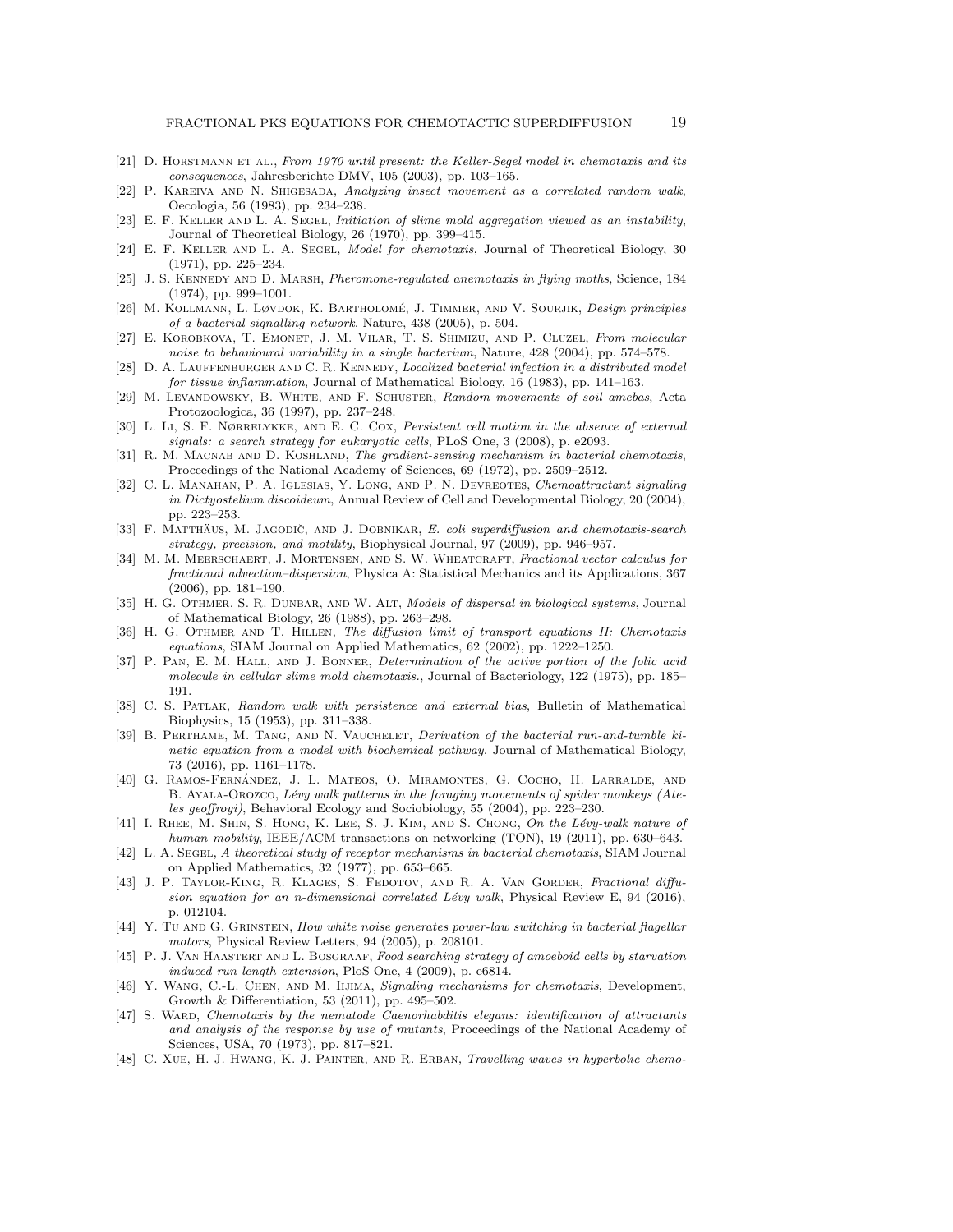- [21] D. Horstmann et al., *From 1970 until present: the Keller-Segel model in chemotaxis and its consequences*, Jahresberichte DMV, 105 (2003), pp. 103–165.
- [22] P. Kareiva and N. Shigesada, *Analyzing insect movement as a correlated random walk*, Oecologia, 56 (1983), pp. 234–238.
- [23] E. F. Keller and L. A. Segel, *Initiation of slime mold aggregation viewed as an instability*, Journal of Theoretical Biology, 26 (1970), pp. 399–415.
- [24] E. F. Keller and L. A. Segel, *Model for chemotaxis*, Journal of Theoretical Biology, 30 (1971), pp. 225–234.
- [25] J. S. Kennedy and D. Marsh, *Pheromone-regulated anemotaxis in flying moths*, Science, 184 (1974), pp. 999–1001.
- [26] M. Kollmann, L. Løvdok, K. Bartholomé, J. Timmer, and V. Sourjik, *Design principles of a bacterial signalling network*, Nature, 438 (2005), p. 504.
- [27] E. Korobkova, T. Emonet, J. M. Vilar, T. S. Shimizu, and P. Cluzel, *From molecular noise to behavioural variability in a single bacterium*, Nature, 428 (2004), pp. 574–578.
- [28] D. A. Lauffenburger and C. R. Kennedy, *Localized bacterial infection in a distributed model for tissue inflammation*, Journal of Mathematical Biology, 16 (1983), pp. 141–163.
- [29] M. Levandowsky, B. White, and F. Schuster, *Random movements of soil amebas*, Acta Protozoologica, 36 (1997), pp. 237–248.
- [30] L. Li, S. F. Nørrelykke, and E. C. Cox, *Persistent cell motion in the absence of external signals: a search strategy for eukaryotic cells*, PLoS One, 3 (2008), p. e2093.
- [31] R. M. Macnab and D. Koshland, *The gradient-sensing mechanism in bacterial chemotaxis*, Proceedings of the National Academy of Sciences, 69 (1972), pp. 2509–2512.
- [32] C. L. Manahan, P. A. Iglesias, Y. Long, and P. N. Devreotes, *Chemoattractant signaling in Dictyostelium discoideum*, Annual Review of Cell and Developmental Biology, 20 (2004), pp. 223–253.
- [33] F. Matthäus, M. Jagodič, and J. Dobnikar, *E. coli superdiffusion and chemotaxis-search strategy, precision, and motility*, Biophysical Journal, 97 (2009), pp. 946–957.
- [34] M. M. Meerschaert, J. Mortensen, and S. W. Wheatcraft, *Fractional vector calculus for fractional advection–dispersion*, Physica A: Statistical Mechanics and its Applications, 367 (2006), pp. 181–190.
- [35] H. G. Othmer, S. R. Dunbar, and W. Alt, *Models of dispersal in biological systems*, Journal of Mathematical Biology, 26 (1988), pp. 263–298.
- [36] H. G. Othmer and T. Hillen, *The diffusion limit of transport equations II: Chemotaxis equations*, SIAM Journal on Applied Mathematics, 62 (2002), pp. 1222–1250.
- [37] P. Pan, E. M. Hall, and J. Bonner, *Determination of the active portion of the folic acid molecule in cellular slime mold chemotaxis.*, Journal of Bacteriology, 122 (1975), pp. 185–191.
- [38] C. S. Patlak, *Random walk with persistence and external bias*, Bulletin of Mathematical Biophysics, 15 (1953), pp. 311–338.
- [39] B. Perthame, M. Tang, and N. Vauchelet, *Derivation of the bacterial run-and-tumble kinetic equation from a model with biochemical pathway*, Journal of Mathematical Biology, 73 (2016), pp. 1161–1178.
- [40] G. Ramos-Fernández, J. L. Mateos, O. Miramontes, G. Cocho, H. Larralde, and B. Ayala-Orozco, *Lévy walk patterns in the foraging movements of spider monkeys (Ateles geoffroyi)*, Behavioral Ecology and Sociobiology, 55 (2004), pp. 223–230.
- [41] I. Rhee, M. Shin, S. Hong, K. Lee, S. J. Kim, and S. Chong, *On the Lévy-walk nature of human mobility*, IEEE/ACM transactions on networking (TON), 19 (2011), pp. 630–643.
- [42] L. A. Segel, *A theoretical study of receptor mechanisms in bacterial chemotaxis*, SIAM Journal on Applied Mathematics, 32 (1977), pp. 653–665.
- [43] J. P. Taylor-King, R. Klages, S. Fedotov, and R. A. Van Gorder, *Fractional diffusion equation for an n-dimensional correlated Lévy walk*, Physical Review E, 94 (2016), p. 012104.
- [44] Y. Tu and G. Grinstein, *How white noise generates power-law switching in bacterial flagellar motors*, Physical Review Letters, 94 (2005), p. 208101.
- [45] P. J. Van Haastert and L. Bosgraaf, *Food searching strategy of amoeboid cells by starvation induced run length extension*, PloS One, 4 (2009), p. e6814.
- [46] Y. Wang, C.-L. Chen, and M. Iijima, *Signaling mechanisms for chemotaxis*, Development, Growth & Differentiation, 53 (2011), pp. 495–502.
- [47] S. Ward, *Chemotaxis by the nematode Caenorhabditis elegans: identification of attractants and analysis of the response by use of mutants*, Proceedings of the National Academy of Sciences, USA, 70 (1973), pp. 817–821.
- [48] C. Xue, H. J. Hwang, K. J. Painter, and R. Erban, *Travelling waves in hyperbolic chemo-*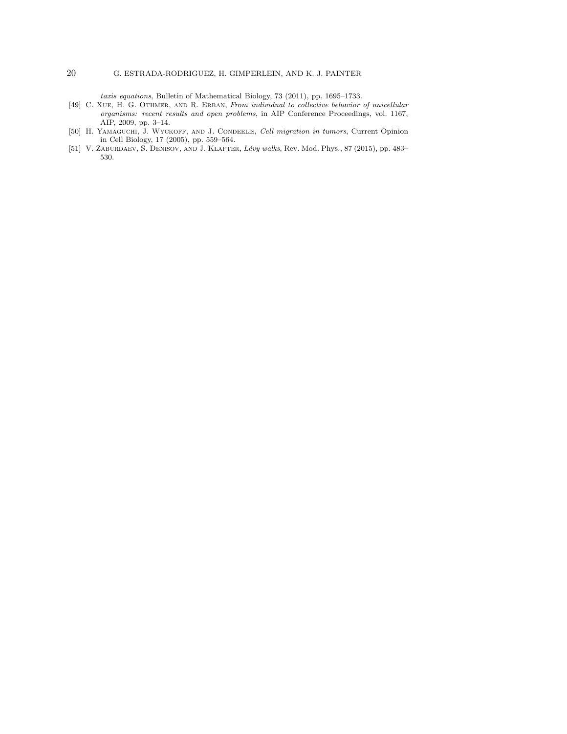*taxis equations*, Bulletin of Mathematical Biology, 73 (2011), pp. 1695–1733.

[49] C. Xue, H. G. Othmer, and R. Erban, *From individual to collective behavior of unicellular organisms: recent results and open problems*, in AIP Conference Proceedings, vol. 1167, AIP, 2009, pp. 3–14.

[50] H. Yamaguchi, J. Wyckoff, and J. Condeelis, *Cell migration in tumors*, Current Opinion in Cell Biology, 17 (2005), pp. 559–564.

[51] V. Zaburdaev, S. Denisov, and J. Klafter, *Lévy walks*, Rev. Mod. Phys., 87 (2015), pp. 483–530.